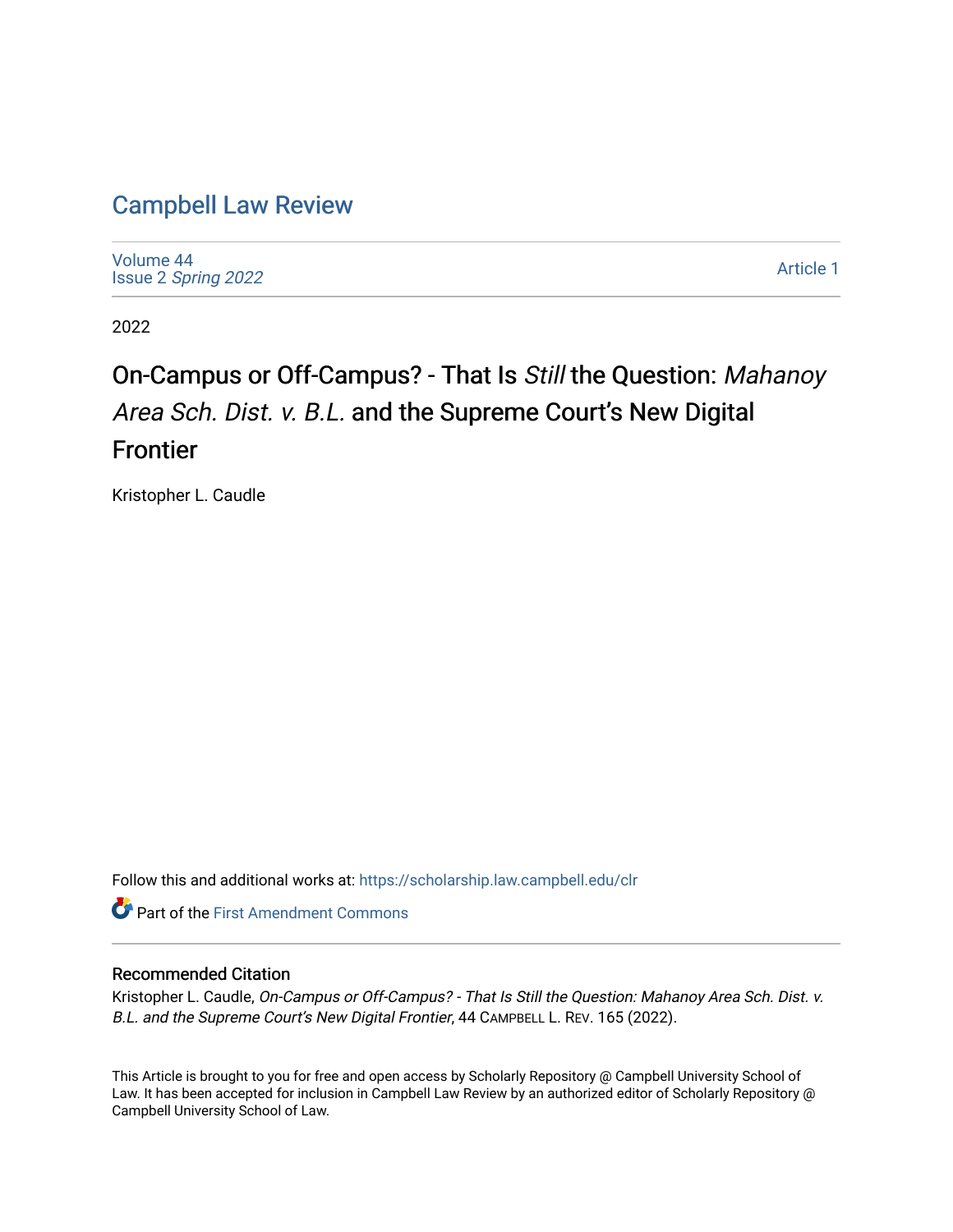# Campbell Law Review

Volume 44
Issue 2 *Spring 2022*

Article 1

2022

# On-Campus or Off-Campus? - That Is *Still* the Question: *Mahanoy Area Sch. Dist. v. B.L.* and the Supreme Court's New Digital Frontier

Kristopher L. Caudle

Follow this and additional works at: https://scholarship.law.campbell.edu/clr

Part of the First Amendment Commons

## Recommended Citation

Kristopher L. Caudle, *On-Campus or Off-Campus? - That Is Still the Question: Mahanoy Area Sch. Dist. v. B.L. and the Supreme Court's New Digital Frontier*, 44 CAMPBELL L. REV. 165 (2022).

This Article is brought to you for free and open access by Scholarly Repository @ Campbell University School of Law. It has been accepted for inclusion in Campbell Law Review by an authorized editor of Scholarly Repository @ Campbell University School of Law.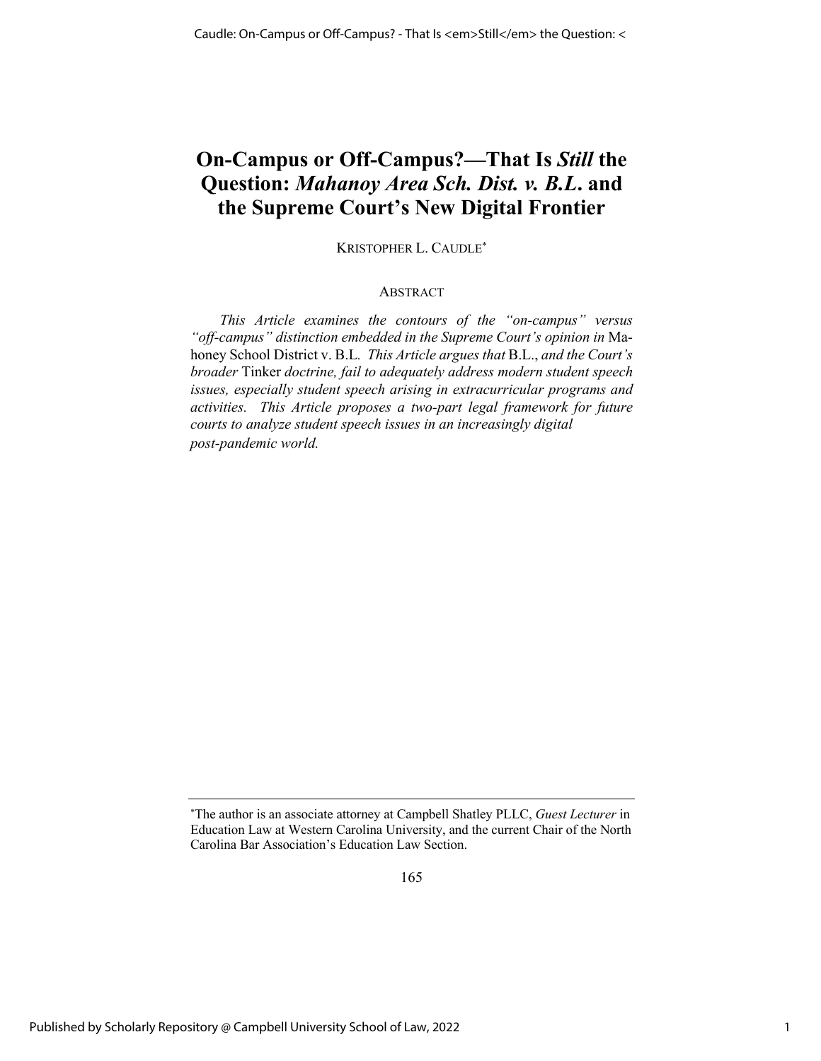# On-Campus or Off-Campus?—That Is *Still* the Question: *Mahanoy Area Sch. Dist. v. B.L.* and the Supreme Court's New Digital Frontier

KRISTOPHER L. CAUDLE[*]

ABSTRACT

*This Article examines the contours of the "on-campus" versus "off-campus" distinction embedded in the Supreme Court's opinion in* Mahoney School District v. B.L. *This Article argues that* B.L., *and the Court's broader* Tinker *doctrine, fail to adequately address modern student speech issues, especially student speech arising in extracurricular programs and activities. This Article proposes a two-part legal framework for future courts to analyze student speech issues in an increasingly digital post-pandemic world.*

---

[*]The author is an associate attorney at Campbell Shatley PLLC, *Guest Lecturer* in Education Law at Western Carolina University, and the current Chair of the North Carolina Bar Association's Education Law Section.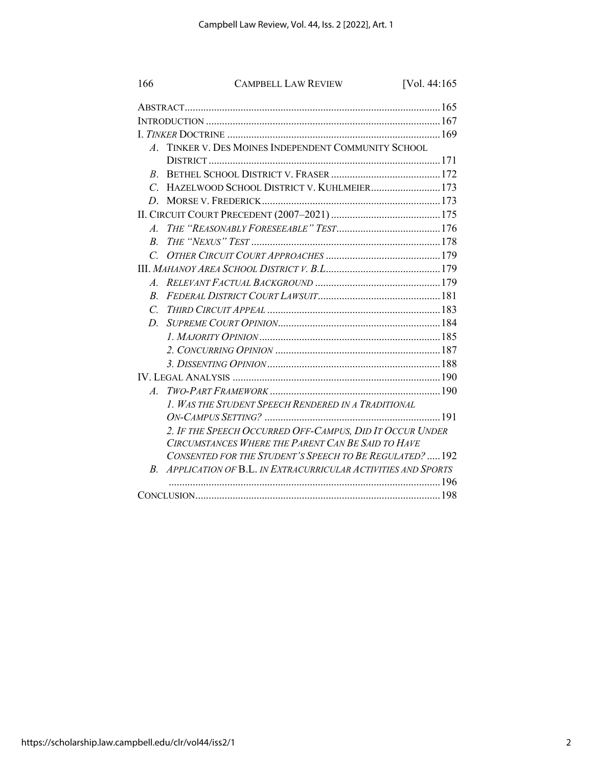| | |
|---|---|
| ABSTRACT | 165 |
| INTRODUCTION | 167 |
| I. *TINKER* DOCTRINE | 169 |
| *A.* TINKER V. DES MOINES INDEPENDENT COMMUNITY SCHOOL DISTRICT | 171 |
| *B.* BETHEL SCHOOL DISTRICT V. FRASER | 172 |
| *C.* HAZELWOOD SCHOOL DISTRICT V. KUHLMEIER | 173 |
| *D.* MORSE V. FREDERICK | 173 |
| II. CIRCUIT COURT PRECEDENT (2007–2021) | 175 |
| *A.* *THE "REASONABLY FORESEEABLE" TEST* | 176 |
| *B.* *THE "NEXUS" TEST* | 178 |
| *C.* *OTHER CIRCUIT COURT APPROACHES* | 179 |
| III. *MAHANOY AREA SCHOOL DISTRICT V. B.L.* | 179 |
| *A.* *RELEVANT FACTUAL BACKGROUND* | 179 |
| *B.* *FEDERAL DISTRICT COURT LAWSUIT* | 181 |
| *C.* *THIRD CIRCUIT APPEAL* | 183 |
| *D.* *SUPREME COURT OPINION* | 184 |
| *1. MAJORITY OPINION* | 185 |
| *2. CONCURRING OPINION* | 187 |
| *3. DISSENTING OPINION* | 188 |
| IV. LEGAL ANALYSIS | 190 |
| *A.* *TWO-PART FRAMEWORK* | 190 |
| *1. WAS THE STUDENT SPEECH RENDERED IN A TRADITIONAL ON-CAMPUS SETTING?* | 191 |
| *2. IF THE SPEECH OCCURRED OFF-CAMPUS, DID IT OCCUR UNDER CIRCUMSTANCES WHERE THE PARENT CAN BE SAID TO HAVE CONSENTED FOR THE STUDENT'S SPEECH TO BE REGULATED?* | 192 |
| *B.* *APPLICATION OF* B.L. *IN EXTRACURRICULAR ACTIVITIES AND SPORTS* | 196 |
| CONCLUSION | 198 |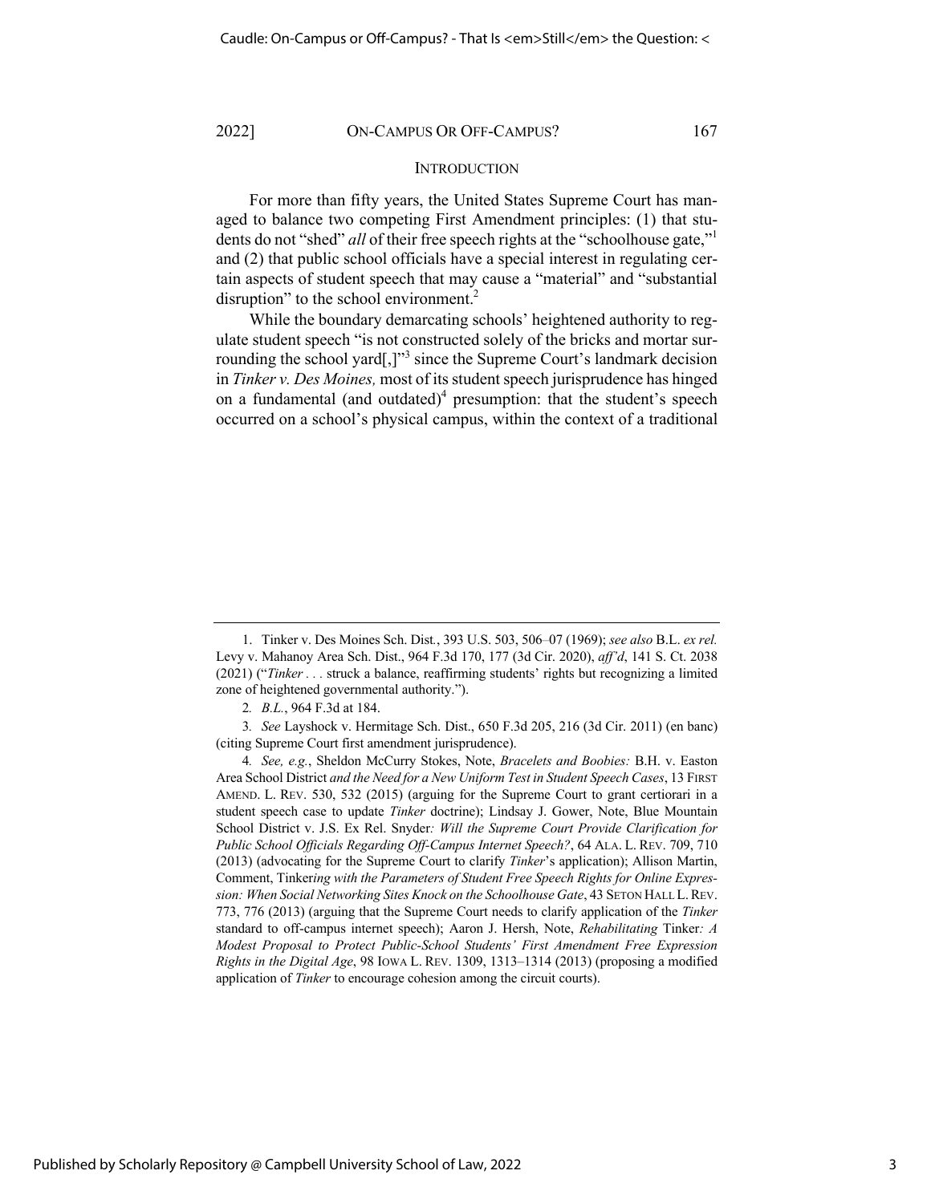## INTRODUCTION

For more than fifty years, the United States Supreme Court has managed to balance two competing First Amendment principles: (1) that students do not "shed" *all* of their free speech rights at the "schoolhouse gate,"[1] and (2) that public school officials have a special interest in regulating certain aspects of student speech that may cause a "material" and "substantial disruption" to the school environment.[2]

While the boundary demarcating schools' heightened authority to regulate student speech "is not constructed solely of the bricks and mortar surrounding the school yard[,]"[3] since the Supreme Court's landmark decision in *Tinker v. Des Moines,* most of its student speech jurisprudence has hinged on a fundamental (and outdated)[4] presumption: that the student's speech occurred on a school's physical campus, within the context of a traditional

---

1. Tinker v. Des Moines Sch. Dist., 393 U.S. 503, 506–07 (1969); *see also* B.L. *ex rel.* Levy v. Mahanoy Area Sch. Dist., 964 F.3d 170, 177 (3d Cir. 2020), *aff'd*, 141 S. Ct. 2038 (2021) ("*Tinker* . . . struck a balance, reaffirming students' rights but recognizing a limited zone of heightened governmental authority.").

2. *B.L.*, 964 F.3d at 184.

3. *See* Layshock v. Hermitage Sch. Dist., 650 F.3d 205, 216 (3d Cir. 2011) (en banc) (citing Supreme Court first amendment jurisprudence).

4. *See, e.g.*, Sheldon McCurry Stokes, Note, *Bracelets and Boobies:* B.H. v. Easton Area School District *and the Need for a New Uniform Test in Student Speech Cases*, 13 FIRST AMEND. L. REV. 530, 532 (2015) (arguing for the Supreme Court to grant certiorari in a student speech case to update *Tinker* doctrine); Lindsay J. Gower, Note, Blue Mountain School District v. J.S. Ex Rel. Snyder*: Will the Supreme Court Provide Clarification for Public School Officials Regarding Off-Campus Internet Speech?*, 64 ALA. L. REV. 709, 710 (2013) (advocating for the Supreme Court to clarify *Tinker*'s application); Allison Martin, Comment, Tinker*ing with the Parameters of Student Free Speech Rights for Online Expression: When Social Networking Sites Knock on the Schoolhouse Gate*, 43 SETON HALL L. REV. 773, 776 (2013) (arguing that the Supreme Court needs to clarify application of the *Tinker* standard to off-campus internet speech); Aaron J. Hersh, Note, *Rehabilitating* Tinker*: A Modest Proposal to Protect Public-School Students' First Amendment Free Expression Rights in the Digital Age*, 98 IOWA L. REV. 1309, 1313–1314 (2013) (proposing a modified application of *Tinker* to encourage cohesion among the circuit courts).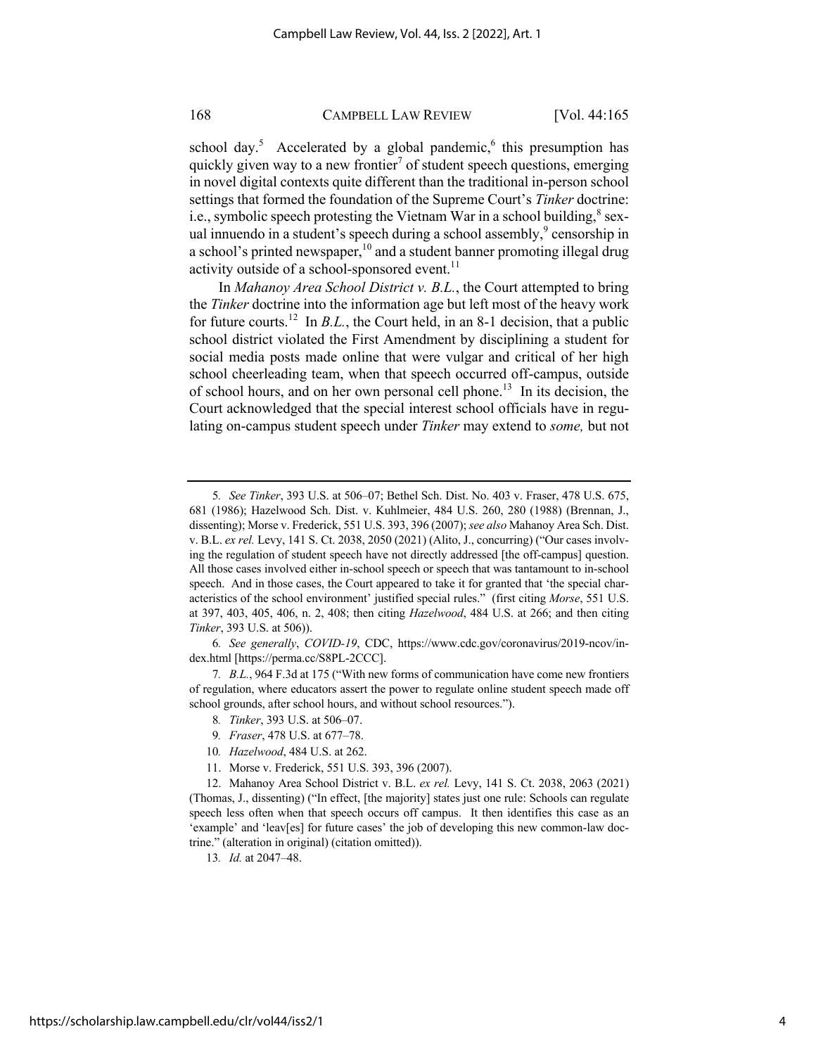school day.[5] Accelerated by a global pandemic,[6] this presumption has quickly given way to a new frontier[7] of student speech questions, emerging in novel digital contexts quite different than the traditional in-person school settings that formed the foundation of the Supreme Court's *Tinker* doctrine: i.e., symbolic speech protesting the Vietnam War in a school building,[8] sexual innuendo in a student's speech during a school assembly,[9] censorship in a school's printed newspaper,[10] and a student banner promoting illegal drug activity outside of a school-sponsored event.[11]

In *Mahanoy Area School District v. B.L.*, the Court attempted to bring the *Tinker* doctrine into the information age but left most of the heavy work for future courts.[12] In *B.L.*, the Court held, in an 8-1 decision, that a public school district violated the First Amendment by disciplining a student for social media posts made online that were vulgar and critical of her high school cheerleading team, when that speech occurred off-campus, outside of school hours, and on her own personal cell phone.[13] In its decision, the Court acknowledged that the special interest school officials have in regulating on-campus student speech under *Tinker* may extend to *some,* but not

---

5. *See Tinker*, 393 U.S. at 506–07; Bethel Sch. Dist. No. 403 v. Fraser, 478 U.S. 675, 681 (1986); Hazelwood Sch. Dist. v. Kuhlmeier, 484 U.S. 260, 280 (1988) (Brennan, J., dissenting); Morse v. Frederick, 551 U.S. 393, 396 (2007); *see also* Mahanoy Area Sch. Dist. v. B.L. *ex rel.* Levy, 141 S. Ct. 2038, 2050 (2021) (Alito, J., concurring) ("Our cases involving the regulation of student speech have not directly addressed [the off-campus] question. All those cases involved either in-school speech or speech that was tantamount to in-school speech. And in those cases, the Court appeared to take it for granted that 'the special characteristics of the school environment' justified special rules." (first citing *Morse*, 551 U.S. at 397, 403, 405, 406, n. 2, 408; then citing *Hazelwood*, 484 U.S. at 266; and then citing *Tinker*, 393 U.S. at 506)).

6. *See generally*, *COVID-19*, CDC, https://www.cdc.gov/coronavirus/2019-ncov/index.html [https://perma.cc/S8PL-2CCC].

7. *B.L.*, 964 F.3d at 175 ("With new forms of communication have come new frontiers of regulation, where educators assert the power to regulate online student speech made off school grounds, after school hours, and without school resources.").

8. *Tinker*, 393 U.S. at 506–07.

9. *Fraser*, 478 U.S. at 677–78.

10. *Hazelwood*, 484 U.S. at 262.

11. Morse v. Frederick, 551 U.S. 393, 396 (2007).

12. Mahanoy Area School District v. B.L. *ex rel.* Levy, 141 S. Ct. 2038, 2063 (2021) (Thomas, J., dissenting) ("In effect, [the majority] states just one rule: Schools can regulate speech less often when that speech occurs off campus. It then identifies this case as an 'example' and 'leav[es] for future cases' the job of developing this new common-law doctrine." (alteration in original) (citation omitted)).

13. *Id.* at 2047–48.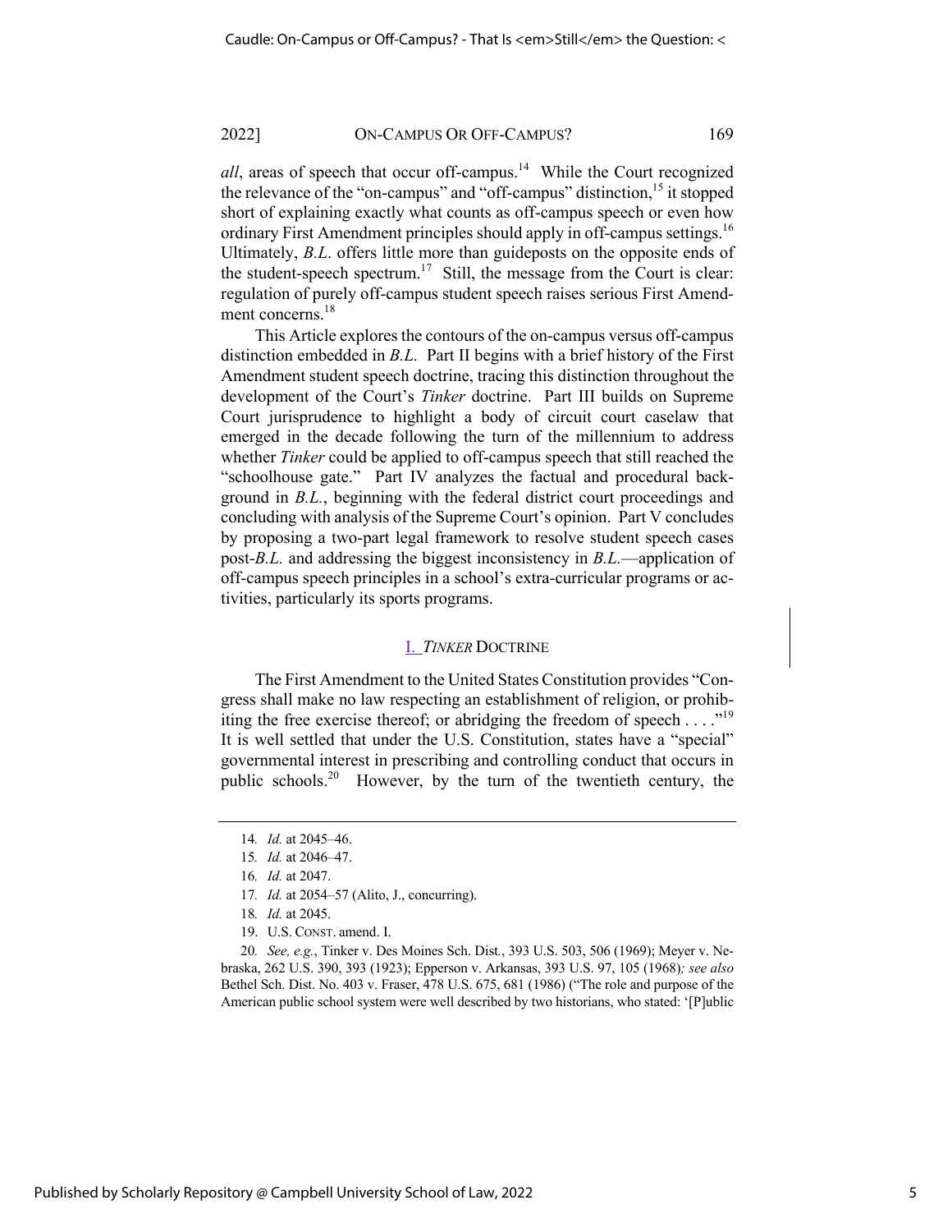*all*, areas of speech that occur off-campus.[14] While the Court recognized the relevance of the "on-campus" and "off-campus" distinction,[15] it stopped short of explaining exactly what counts as off-campus speech or even how ordinary First Amendment principles should apply in off-campus settings.[16] Ultimately, *B.L.* offers little more than guideposts on the opposite ends of the student-speech spectrum.[17] Still, the message from the Court is clear: regulation of purely off-campus student speech raises serious First Amendment concerns.[18]

This Article explores the contours of the on-campus versus off-campus distinction embedded in *B.L.* Part II begins with a brief history of the First Amendment student speech doctrine, tracing this distinction throughout the development of the Court's *Tinker* doctrine. Part III builds on Supreme Court jurisprudence to highlight a body of circuit court caselaw that emerged in the decade following the turn of the millennium to address whether *Tinker* could be applied to off-campus speech that still reached the "schoolhouse gate." Part IV analyzes the factual and procedural background in *B.L.*, beginning with the federal district court proceedings and concluding with analysis of the Supreme Court's opinion. Part V concludes by proposing a two-part legal framework to resolve student speech cases post-*B.L.* and addressing the biggest inconsistency in *B.L.*—application of off-campus speech principles in a school's extra-curricular programs or activities, particularly its sports programs.

## I. *TINKER* DOCTRINE

The First Amendment to the United States Constitution provides "Congress shall make no law respecting an establishment of religion, or prohibiting the free exercise thereof; or abridging the freedom of speech . . . ."[19] It is well settled that under the U.S. Constitution, states have a "special" governmental interest in prescribing and controlling conduct that occurs in public schools.[20] However, by the turn of the twentieth century, the

---

14. *Id.* at 2045–46.

15. *Id.* at 2046–47.

16. *Id.* at 2047.

17. *Id.* at 2054–57 (Alito, J., concurring).

18. *Id.* at 2045.

19. U.S. CONST. amend. I.

20. *See, e.g.*, Tinker v. Des Moines Sch. Dist., 393 U.S. 503, 506 (1969); Meyer v. Nebraska, 262 U.S. 390, 393 (1923); Epperson v. Arkansas, 393 U.S. 97, 105 (1968)*; see also* Bethel Sch. Dist. No. 403 v. Fraser, 478 U.S. 675, 681 (1986) ("The role and purpose of the American public school system were well described by two historians, who stated: '[P]ublic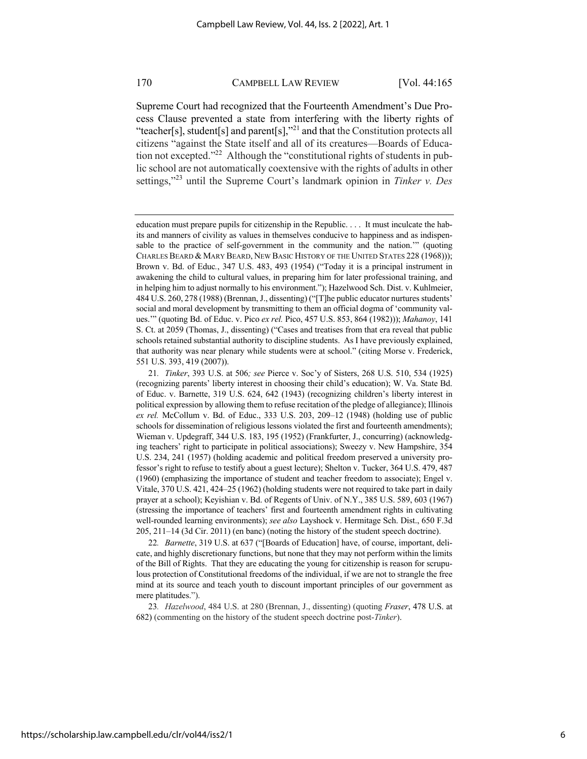Supreme Court had recognized that the Fourteenth Amendment's Due Process Clause prevented a state from interfering with the liberty rights of "teacher[s], student[s] and parent[s],"[21] and that the Constitution protects all citizens "against the State itself and all of its creatures—Boards of Education not excepted."[22] Although the "constitutional rights of students in public school are not automatically coextensive with the rights of adults in other settings,"[23] until the Supreme Court's landmark opinion in *Tinker v. Des*

---

education must prepare pupils for citizenship in the Republic. . . . It must inculcate the habits and manners of civility as values in themselves conducive to happiness and as indispensable to the practice of self-government in the community and the nation.'" (quoting CHARLES BEARD & MARY BEARD, NEW BASIC HISTORY OF THE UNITED STATES 228 (1968))); Brown v. Bd. of Educ., 347 U.S. 483, 493 (1954) ("Today it is a principal instrument in awakening the child to cultural values, in preparing him for later professional training, and in helping him to adjust normally to his environment."); Hazelwood Sch. Dist. v. Kuhlmeier, 484 U.S. 260, 278 (1988) (Brennan, J., dissenting) ("[T]he public educator nurtures students' social and moral development by transmitting to them an official dogma of 'community values.'" (quoting Bd. of Educ. v. Pico *ex rel.* Pico, 457 U.S. 853, 864 (1982))); *Mahanoy*, 141 S. Ct. at 2059 (Thomas, J., dissenting) ("Cases and treatises from that era reveal that public schools retained substantial authority to discipline students. As I have previously explained, that authority was near plenary while students were at school." (citing Morse v. Frederick, 551 U.S. 393, 419 (2007)).

21. *Tinker*, 393 U.S. at 506*; see* Pierce v. Soc'y of Sisters, 268 U.S. 510, 534 (1925) (recognizing parents' liberty interest in choosing their child's education); W. Va. State Bd. of Educ. v. Barnette, 319 U.S. 624, 642 (1943) (recognizing children's liberty interest in political expression by allowing them to refuse recitation of the pledge of allegiance); Illinois *ex rel.* McCollum v. Bd. of Educ., 333 U.S. 203, 209–12 (1948) (holding use of public schools for dissemination of religious lessons violated the first and fourteenth amendments); Wieman v. Updegraff, 344 U.S. 183, 195 (1952) (Frankfurter, J., concurring) (acknowledging teachers' right to participate in political associations); Sweezy v. New Hampshire, 354 U.S. 234, 241 (1957) (holding academic and political freedom preserved a university professor's right to refuse to testify about a guest lecture); Shelton v. Tucker, 364 U.S. 479, 487 (1960) (emphasizing the importance of student and teacher freedom to associate); Engel v. Vitale, 370 U.S. 421, 424–25 (1962) (holding students were not required to take part in daily prayer at a school); Keyishian v. Bd. of Regents of Univ. of N.Y., 385 U.S. 589, 603 (1967) (stressing the importance of teachers' first and fourteenth amendment rights in cultivating well-rounded learning environments); *see also* Layshock v. Hermitage Sch. Dist., 650 F.3d 205, 211–14 (3d Cir. 2011) (en banc) (noting the history of the student speech doctrine).

22. *Barnette*, 319 U.S. at 637 ("[Boards of Education] have, of course, important, delicate, and highly discretionary functions, but none that they may not perform within the limits of the Bill of Rights. That they are educating the young for citizenship is reason for scrupulous protection of Constitutional freedoms of the individual, if we are not to strangle the free mind at its source and teach youth to discount important principles of our government as mere platitudes.").

23. *Hazelwood*, 484 U.S. at 280 (Brennan, J., dissenting) (quoting *Fraser*, 478 U.S. at 682) (commenting on the history of the student speech doctrine post-*Tinker*).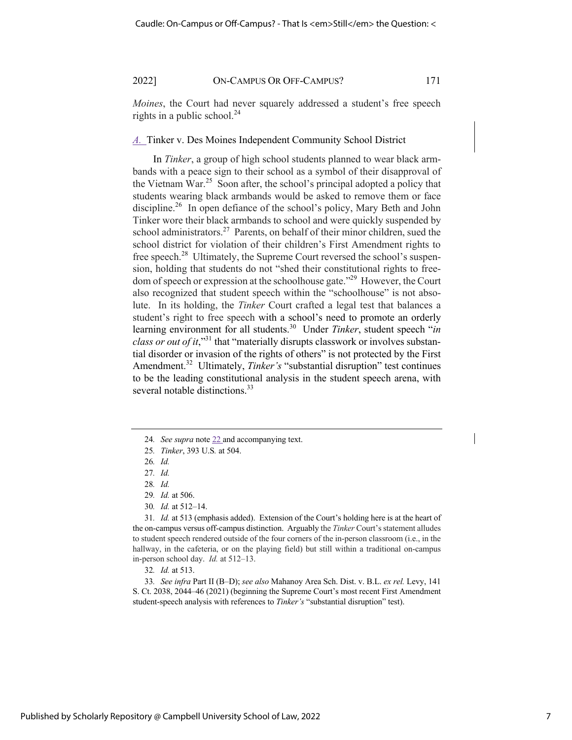*Moines*, the Court had never squarely addressed a student's free speech rights in a public school.[24]

### *A.* Tinker v. Des Moines Independent Community School District

In *Tinker*, a group of high school students planned to wear black armbands with a peace sign to their school as a symbol of their disapproval of the Vietnam War.[25] Soon after, the school's principal adopted a policy that students wearing black armbands would be asked to remove them or face discipline.[26] In open defiance of the school's policy, Mary Beth and John Tinker wore their black armbands to school and were quickly suspended by school administrators.[27] Parents, on behalf of their minor children, sued the school district for violation of their children's First Amendment rights to free speech.[28] Ultimately, the Supreme Court reversed the school's suspension, holding that students do not "shed their constitutional rights to freedom of speech or expression at the schoolhouse gate."[29] However, the Court also recognized that student speech within the "schoolhouse" is not absolute. In its holding, the *Tinker* Court crafted a legal test that balances a student's right to free speech with a school's need to promote an orderly learning environment for all students.[30] Under *Tinker*, student speech "*in class or out of it*,"[31] that "materially disrupts classwork or involves substantial disorder or invasion of the rights of others" is not protected by the First Amendment.[32] Ultimately, *Tinker's* "substantial disruption" test continues to be the leading constitutional analysis in the student speech arena, with several notable distinctions.[33]

---

24. *See supra* note 22 and accompanying text.

25. *Tinker*, 393 U.S. at 504.

26. *Id.*

27. *Id.*

28. *Id.*

29. *Id.* at 506.

30. *Id.* at 512–14.

31. *Id.* at 513 (emphasis added). Extension of the Court's holding here is at the heart of the on-campus versus off-campus distinction. Arguably the *Tinker* Court's statement alludes to student speech rendered outside of the four corners of the in-person classroom (i.e., in the hallway, in the cafeteria, or on the playing field) but still within a traditional on-campus in-person school day. *Id.* at 512–13.

32. *Id.* at 513.

33. *See infra* Part II (B–D); *see also* Mahanoy Area Sch. Dist. v. B.L. *ex rel.* Levy, 141 S. Ct. 2038, 2044–46 (2021) (beginning the Supreme Court's most recent First Amendment student-speech analysis with references to *Tinker's* "substantial disruption" test).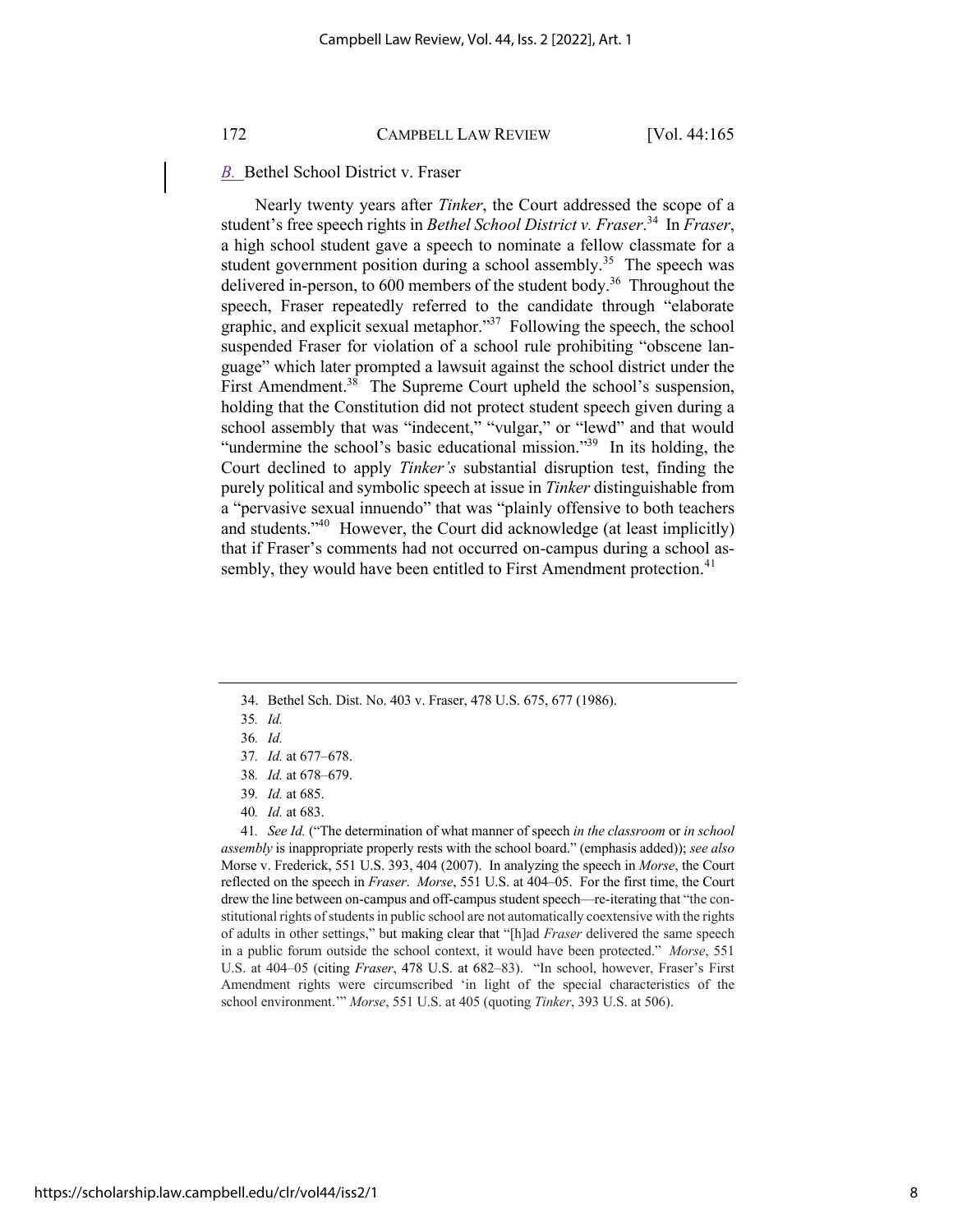### *B.* Bethel School District v. Fraser

Nearly twenty years after *Tinker*, the Court addressed the scope of a student's free speech rights in *Bethel School District v. Fraser*.[34] In *Fraser*, a high school student gave a speech to nominate a fellow classmate for a student government position during a school assembly.[35] The speech was delivered in-person, to 600 members of the student body.[36] Throughout the speech, Fraser repeatedly referred to the candidate through "elaborate graphic, and explicit sexual metaphor."[37] Following the speech, the school suspended Fraser for violation of a school rule prohibiting "obscene language" which later prompted a lawsuit against the school district under the First Amendment.[38] The Supreme Court upheld the school's suspension, holding that the Constitution did not protect student speech given during a school assembly that was "indecent," "vulgar," or "lewd" and that would "undermine the school's basic educational mission."[39] In its holding, the Court declined to apply *Tinker's* substantial disruption test, finding the purely political and symbolic speech at issue in *Tinker* distinguishable from a "pervasive sexual innuendo" that was "plainly offensive to both teachers and students."[40] However, the Court did acknowledge (at least implicitly) that if Fraser's comments had not occurred on-campus during a school assembly, they would have been entitled to First Amendment protection.[41]

---

34. Bethel Sch. Dist. No. 403 v. Fraser, 478 U.S. 675, 677 (1986).

35. *Id.*

36. *Id.*

37. *Id.* at 677–678.

38. *Id.* at 678–679.

39. *Id.* at 685.

40. *Id.* at 683.

41. *See Id.* ("The determination of what manner of speech *in the classroom* or *in school assembly* is inappropriate properly rests with the school board." (emphasis added)); *see also* Morse v. Frederick, 551 U.S. 393, 404 (2007). In analyzing the speech in *Morse*, the Court reflected on the speech in *Fraser*. *Morse*, 551 U.S. at 404–05. For the first time, the Court drew the line between on-campus and off-campus student speech—re-iterating that "the constitutional rights of students in public school are not automatically coextensive with the rights of adults in other settings," but making clear that "[h]ad *Fraser* delivered the same speech in a public forum outside the school context, it would have been protected." *Morse*, 551 U.S. at 404–05 (citing *Fraser*, 478 U.S. at 682–83). "In school, however, Fraser's First Amendment rights were circumscribed 'in light of the special characteristics of the school environment.'" *Morse*, 551 U.S. at 405 (quoting *Tinker*, 393 U.S. at 506).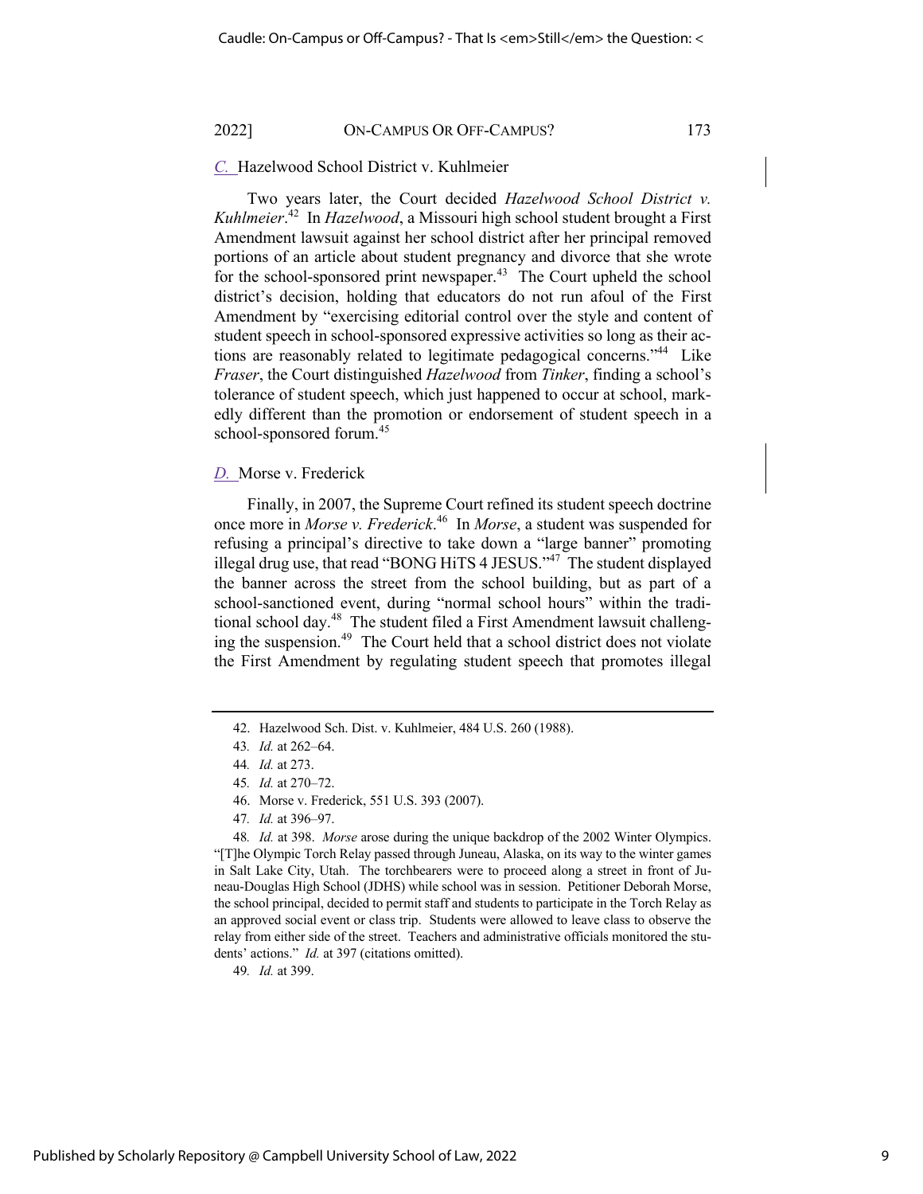### *C.* Hazelwood School District v. Kuhlmeier

Two years later, the Court decided *Hazelwood School District v. Kuhlmeier*.[42] In *Hazelwood*, a Missouri high school student brought a First Amendment lawsuit against her school district after her principal removed portions of an article about student pregnancy and divorce that she wrote for the school-sponsored print newspaper.[43] The Court upheld the school district's decision, holding that educators do not run afoul of the First Amendment by "exercising editorial control over the style and content of student speech in school-sponsored expressive activities so long as their actions are reasonably related to legitimate pedagogical concerns."[44] Like *Fraser*, the Court distinguished *Hazelwood* from *Tinker*, finding a school's tolerance of student speech, which just happened to occur at school, markedly different than the promotion or endorsement of student speech in a school-sponsored forum.[45]

### *D.* Morse v. Frederick

Finally, in 2007, the Supreme Court refined its student speech doctrine once more in *Morse v. Frederick*.[46] In *Morse*, a student was suspended for refusing a principal's directive to take down a "large banner" promoting illegal drug use, that read "BONG HiTS 4 JESUS."[47] The student displayed the banner across the street from the school building, but as part of a school-sanctioned event, during "normal school hours" within the traditional school day.[48] The student filed a First Amendment lawsuit challenging the suspension.[49] The Court held that a school district does not violate the First Amendment by regulating student speech that promotes illegal

---

42. Hazelwood Sch. Dist. v. Kuhlmeier, 484 U.S. 260 (1988).

43. *Id.* at 262–64.

44. *Id.* at 273.

45. *Id.* at 270–72.

46. Morse v. Frederick, 551 U.S. 393 (2007).

47. *Id.* at 396–97.

48. *Id.* at 398. *Morse* arose during the unique backdrop of the 2002 Winter Olympics. "[T]he Olympic Torch Relay passed through Juneau, Alaska, on its way to the winter games in Salt Lake City, Utah. The torchbearers were to proceed along a street in front of Juneau-Douglas High School (JDHS) while school was in session. Petitioner Deborah Morse, the school principal, decided to permit staff and students to participate in the Torch Relay as an approved social event or class trip. Students were allowed to leave class to observe the relay from either side of the street. Teachers and administrative officials monitored the students' actions." *Id.* at 397 (citations omitted).

49. *Id.* at 399.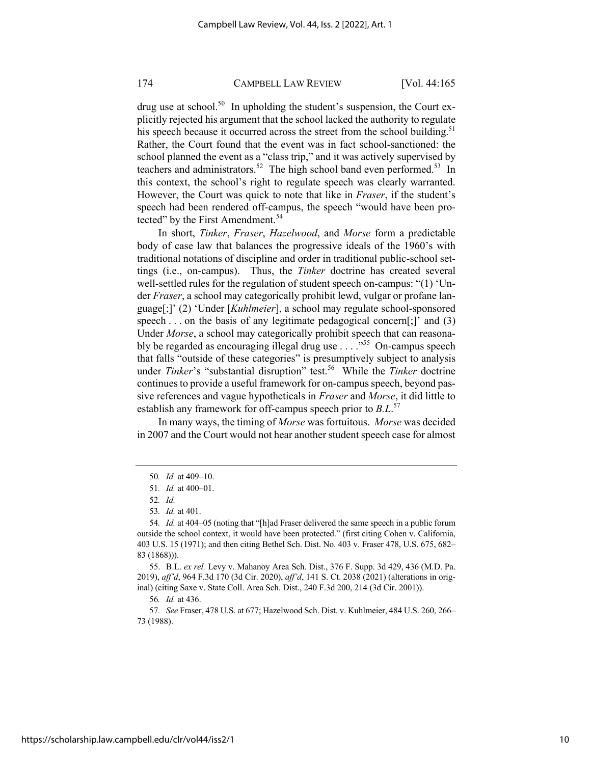drug use at school.[50] In upholding the student's suspension, the Court explicitly rejected his argument that the school lacked the authority to regulate his speech because it occurred across the street from the school building.[51] Rather, the Court found that the event was in fact school-sanctioned: the school planned the event as a "class trip," and it was actively supervised by teachers and administrators.[52] The high school band even performed.[53] In this context, the school's right to regulate speech was clearly warranted. However, the Court was quick to note that like in *Fraser*, if the student's speech had been rendered off-campus, the speech "would have been protected" by the First Amendment.[54]

In short, *Tinker*, *Fraser*, *Hazelwood*, and *Morse* form a predictable body of case law that balances the progressive ideals of the 1960's with traditional notations of discipline and order in traditional public-school settings (i.e., on-campus). Thus, the *Tinker* doctrine has created several well-settled rules for the regulation of student speech on-campus: "(1) 'Under *Fraser*, a school may categorically prohibit lewd, vulgar or profane language[;]' (2) 'Under [*Kuhlmeier*], a school may regulate school-sponsored speech . . . on the basis of any legitimate pedagogical concern[;]' and (3) Under *Morse*, a school may categorically prohibit speech that can reasonably be regarded as encouraging illegal drug use . . . ."[55] On-campus speech that falls "outside of these categories" is presumptively subject to analysis under *Tinker*'s "substantial disruption" test.[56] While the *Tinker* doctrine continues to provide a useful framework for on-campus speech, beyond passive references and vague hypotheticals in *Fraser* and *Morse*, it did little to establish any framework for off-campus speech prior to *B.L.*[57]

In many ways, the timing of *Morse* was fortuitous. *Morse* was decided in 2007 and the Court would not hear another student speech case for almost

---

50. *Id.* at 409–10.

51. *Id.* at 400–01.

52. *Id.*

53. *Id.* at 401.

54. *Id.* at 404–05 (noting that "[h]ad Fraser delivered the same speech in a public forum outside the school context, it would have been protected." (first citing Cohen v. California, 403 U.S. 15 (1971); and then citing Bethel Sch. Dist. No. 403 v. Fraser 478, U.S. 675, 682–83 (1868))).

55. B.L. *ex rel.* Levy v. Mahanoy Area Sch. Dist., 376 F. Supp. 3d 429, 436 (M.D. Pa. 2019), *aff'd*, 964 F.3d 170 (3d Cir. 2020), *aff'd*, 141 S. Ct. 2038 (2021) (alterations in original) (citing Saxe v. State Coll. Area Sch. Dist., 240 F.3d 200, 214 (3d Cir. 2001)).

56. *Id.* at 436.

57. *See* Fraser, 478 U.S. at 677; Hazelwood Sch. Dist. v. Kuhlmeier, 484 U.S. 260, 266–73 (1988).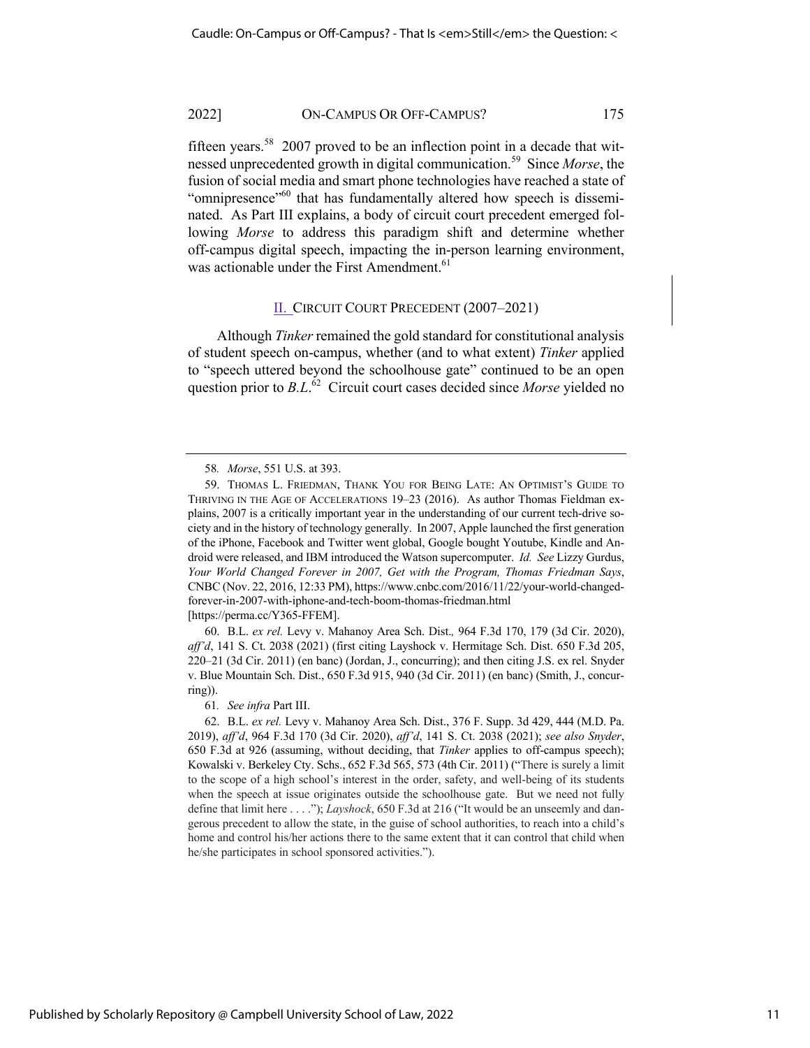fifteen years.[58] 2007 proved to be an inflection point in a decade that witnessed unprecedented growth in digital communication.[59] Since *Morse*, the fusion of social media and smart phone technologies have reached a state of "omnipresence"[60] that has fundamentally altered how speech is disseminated. As Part III explains, a body of circuit court precedent emerged following *Morse* to address this paradigm shift and determine whether off-campus digital speech, impacting the in-person learning environment, was actionable under the First Amendment.[61]

## II. CIRCUIT COURT PRECEDENT (2007–2021)

Although *Tinker* remained the gold standard for constitutional analysis of student speech on-campus, whether (and to what extent) *Tinker* applied to "speech uttered beyond the schoolhouse gate" continued to be an open question prior to *B.L.*[62] Circuit court cases decided since *Morse* yielded no

---

58. *Morse*, 551 U.S. at 393.

59. THOMAS L. FRIEDMAN, THANK YOU FOR BEING LATE: AN OPTIMIST'S GUIDE TO THRIVING IN THE AGE OF ACCELERATIONS 19–23 (2016). As author Thomas Fieldman explains, 2007 is a critically important year in the understanding of our current tech-drive society and in the history of technology generally. In 2007, Apple launched the first generation of the iPhone, Facebook and Twitter went global, Google bought Youtube, Kindle and Android were released, and IBM introduced the Watson supercomputer. *Id.* *See* Lizzy Gurdus, *Your World Changed Forever in 2007, Get with the Program, Thomas Friedman Says*, CNBC (Nov. 22, 2016, 12:33 PM), https://www.cnbc.com/2016/11/22/your-world-changed-forever-in-2007-with-iphone-and-tech-boom-thomas-friedman.html [https://perma.cc/Y365-FFEM].

60. B.L. *ex rel.* Levy v. Mahanoy Area Sch. Dist.*,* 964 F.3d 170, 179 (3d Cir. 2020), *aff'd*, 141 S. Ct. 2038 (2021) (first citing Layshock v. Hermitage Sch. Dist. 650 F.3d 205, 220–21 (3d Cir. 2011) (en banc) (Jordan, J., concurring); and then citing J.S. ex rel. Snyder v. Blue Mountain Sch. Dist., 650 F.3d 915, 940 (3d Cir. 2011) (en banc) (Smith, J., concurring)).

61. *See infra* Part III.

62. B.L. *ex rel.* Levy v. Mahanoy Area Sch. Dist., 376 F. Supp. 3d 429, 444 (M.D. Pa. 2019), *aff'd*, 964 F.3d 170 (3d Cir. 2020), *aff'd*, 141 S. Ct. 2038 (2021); *see also Snyder*, 650 F.3d at 926 (assuming, without deciding, that *Tinker* applies to off-campus speech); Kowalski v. Berkeley Cty. Schs., 652 F.3d 565, 573 (4th Cir. 2011) ("There is surely a limit to the scope of a high school's interest in the order, safety, and well-being of its students when the speech at issue originates outside the schoolhouse gate. But we need not fully define that limit here . . . ."); *Layshock*, 650 F.3d at 216 ("It would be an unseemly and dangerous precedent to allow the state, in the guise of school authorities, to reach into a child's home and control his/her actions there to the same extent that it can control that child when he/she participates in school sponsored activities.").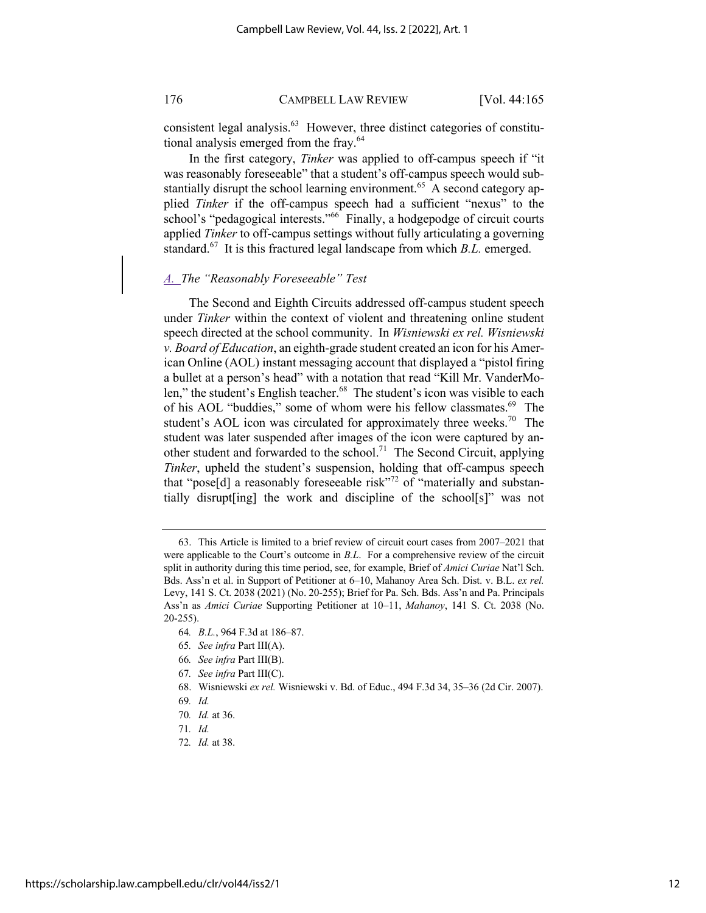consistent legal analysis.[63] However, three distinct categories of constitutional analysis emerged from the fray.[64]

In the first category, *Tinker* was applied to off-campus speech if "it was reasonably foreseeable" that a student's off-campus speech would substantially disrupt the school learning environment.[65] A second category applied *Tinker* if the off-campus speech had a sufficient "nexus" to the school's "pedagogical interests."[66] Finally, a hodgepodge of circuit courts applied *Tinker* to off-campus settings without fully articulating a governing standard.[67] It is this fractured legal landscape from which *B.L.* emerged.

### A. *The "Reasonably Foreseeable" Test*

The Second and Eighth Circuits addressed off-campus student speech under *Tinker* within the context of violent and threatening online student speech directed at the school community. In *Wisniewski ex rel. Wisniewski v. Board of Education*, an eighth-grade student created an icon for his American Online (AOL) instant messaging account that displayed a "pistol firing a bullet at a person's head" with a notation that read "Kill Mr. VanderMolen," the student's English teacher.[68] The student's icon was visible to each of his AOL "buddies," some of whom were his fellow classmates.[69] The student's AOL icon was circulated for approximately three weeks.[70] The student was later suspended after images of the icon were captured by another student and forwarded to the school.[71] The Second Circuit, applying *Tinker*, upheld the student's suspension, holding that off-campus speech that "pose[d] a reasonably foreseeable risk"[72] of "materially and substantially disrupt[ing] the work and discipline of the school[s]" was not

---

63. This Article is limited to a brief review of circuit court cases from 2007–2021 that were applicable to the Court's outcome in *B.L.* For a comprehensive review of the circuit split in authority during this time period, see, for example, Brief of *Amici Curiae* Nat'l Sch. Bds. Ass'n et al. in Support of Petitioner at 6–10, Mahanoy Area Sch. Dist. v. B.L. *ex rel.* Levy, 141 S. Ct. 2038 (2021) (No. 20-255); Brief for Pa. Sch. Bds. Ass'n and Pa. Principals Ass'n as *Amici Curiae* Supporting Petitioner at 10–11, *Mahanoy*, 141 S. Ct. 2038 (No. 20-255).

64. *B.L.*, 964 F.3d at 186–87.

65. *See infra* Part III(A).

66. *See infra* Part III(B).

67. *See infra* Part III(C).

68. Wisniewski *ex rel.* Wisniewski v. Bd. of Educ., 494 F.3d 34, 35–36 (2d Cir. 2007).

69. *Id.*

70. *Id.* at 36.

71. *Id.*

72. *Id.* at 38.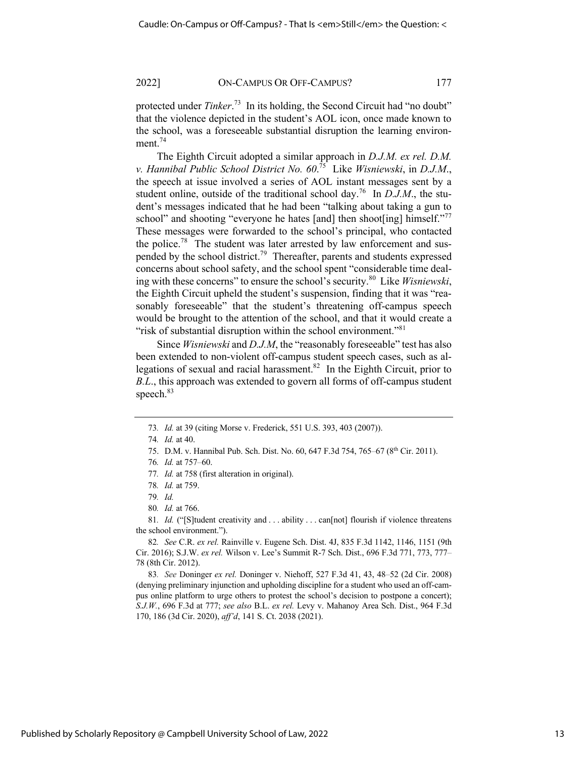protected under *Tinker*.[73] In its holding, the Second Circuit had "no doubt" that the violence depicted in the student's AOL icon, once made known to the school, was a foreseeable substantial disruption the learning environment.[74]

The Eighth Circuit adopted a similar approach in *D.J.M. ex rel. D.M. v. Hannibal Public School District No. 60*.[75] Like *Wisniewski*, in *D.J.M.*, the speech at issue involved a series of AOL instant messages sent by a student online, outside of the traditional school day.[76] In *D.J.M.*, the student's messages indicated that he had been "talking about taking a gun to school" and shooting "everyone he hates [and] then shoot[ing] himself."[77] These messages were forwarded to the school's principal, who contacted the police.[78] The student was later arrested by law enforcement and suspended by the school district.[79] Thereafter, parents and students expressed concerns about school safety, and the school spent "considerable time dealing with these concerns" to ensure the school's security.[80] Like *Wisniewski*, the Eighth Circuit upheld the student's suspension, finding that it was "reasonably foreseeable" that the student's threatening off-campus speech would be brought to the attention of the school, and that it would create a "risk of substantial disruption within the school environment."[81]

Since *Wisniewski* and *D.J.M*, the "reasonably foreseeable" test has also been extended to non-violent off-campus student speech cases, such as allegations of sexual and racial harassment.[82] In the Eighth Circuit, prior to *B.L.*, this approach was extended to govern all forms of off-campus student speech.[83]

---

73. *Id.* at 39 (citing Morse v. Frederick, 551 U.S. 393, 403 (2007)).

74. *Id.* at 40.

75. D.M. v. Hannibal Pub. Sch. Dist. No. 60, 647 F.3d 754, 765–67 (8th Cir. 2011).

76. *Id.* at 757–60.

77. *Id.* at 758 (first alteration in original).

78. *Id.* at 759.

79. *Id.*

80. *Id.* at 766.

81. *Id.* ("[S]tudent creativity and . . . ability . . . can[not] flourish if violence threatens the school environment.").

82. *See* C.R. *ex rel.* Rainville v. Eugene Sch. Dist. 4J, 835 F.3d 1142, 1146, 1151 (9th Cir. 2016); S.J.W. *ex rel.* Wilson v. Lee's Summit R-7 Sch. Dist., 696 F.3d 771, 773, 777–78 (8th Cir. 2012).

83. *See* Doninger *ex rel.* Doninger v. Niehoff, 527 F.3d 41, 43, 48–52 (2d Cir. 2008) (denying preliminary injunction and upholding discipline for a student who used an off-campus online platform to urge others to protest the school's decision to postpone a concert); *S.J.W.*, 696 F.3d at 777; *see also* B.L. *ex rel.* Levy v. Mahanoy Area Sch. Dist., 964 F.3d 170, 186 (3d Cir. 2020), *aff'd*, 141 S. Ct. 2038 (2021).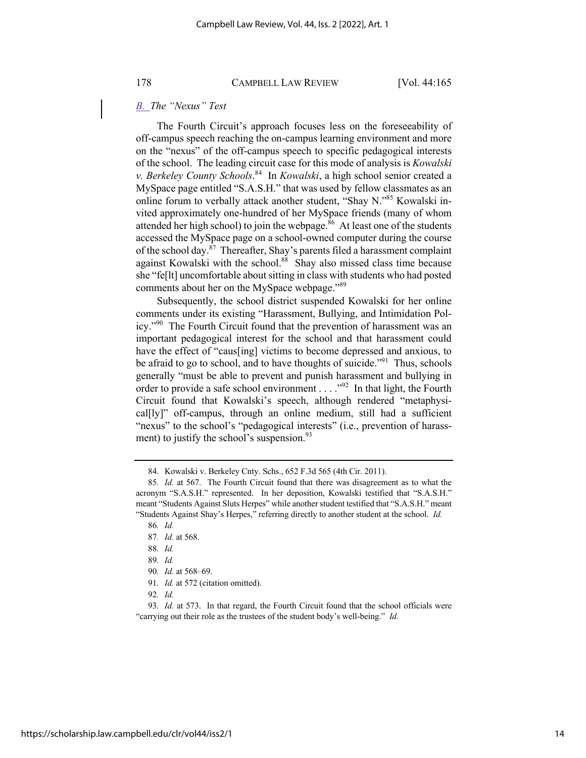### *B. The "Nexus" Test*

The Fourth Circuit's approach focuses less on the foreseeability of off-campus speech reaching the on-campus learning environment and more on the "nexus" of the off-campus speech to specific pedagogical interests of the school. The leading circuit case for this mode of analysis is *Kowalski v. Berkeley County Schools*.[84] In *Kowalski*, a high school senior created a MySpace page entitled "S.A.S.H." that was used by fellow classmates as an online forum to verbally attack another student, "Shay N."[85] Kowalski invited approximately one-hundred of her MySpace friends (many of whom attended her high school) to join the webpage.[86] At least one of the students accessed the MySpace page on a school-owned computer during the course of the school day.[87] Thereafter, Shay's parents filed a harassment complaint against Kowalski with the school.[88] Shay also missed class time because she "fe[lt] uncomfortable about sitting in class with students who had posted comments about her on the MySpace webpage."[89]

Subsequently, the school district suspended Kowalski for her online comments under its existing "Harassment, Bullying, and Intimidation Policy."[90] The Fourth Circuit found that the prevention of harassment was an important pedagogical interest for the school and that harassment could have the effect of "caus[ing] victims to become depressed and anxious, to be afraid to go to school, and to have thoughts of suicide."[91] Thus, schools generally "must be able to prevent and punish harassment and bullying in order to provide a safe school environment . . . ."[92] In that light, the Fourth Circuit found that Kowalski's speech, although rendered "metaphysical[ly]" off-campus, through an online medium, still had a sufficient "nexus" to the school's "pedagogical interests" (i.e., prevention of harassment) to justify the school's suspension.[93]

---

84. Kowalski v. Berkeley Cnty. Schs., 652 F.3d 565 (4th Cir. 2011).

85. *Id.* at 567. The Fourth Circuit found that there was disagreement as to what the acronym "S.A.S.H." represented. In her deposition, Kowalski testified that "S.A.S.H." meant "Students Against Sluts Herpes" while another student testified that "S.A.S.H." meant "Students Against Shay's Herpes," referring directly to another student at the school. *Id.*

86. *Id.*

87. *Id.* at 568.

88. *Id.*

89. *Id.*

90. *Id.* at 568–69.

91. *Id.* at 572 (citation omitted).

92. *Id.*

93. *Id.* at 573. In that regard, the Fourth Circuit found that the school officials were "carrying out their role as the trustees of the student body's well-being." *Id.*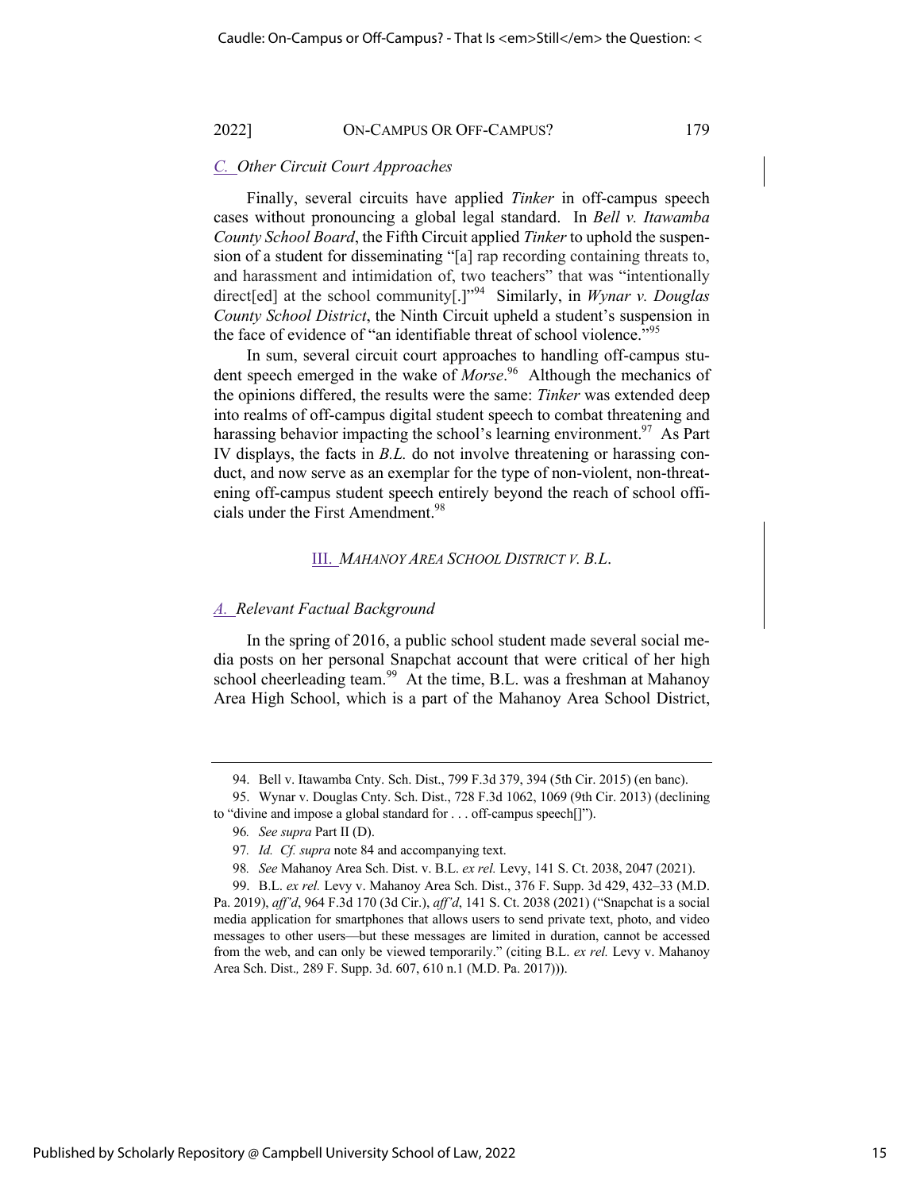### C. *Other Circuit Court Approaches*

Finally, several circuits have applied *Tinker* in off-campus speech cases without pronouncing a global legal standard. In *Bell v. Itawamba County School Board*, the Fifth Circuit applied *Tinker* to uphold the suspension of a student for disseminating "[a] rap recording containing threats to, and harassment and intimidation of, two teachers" that was "intentionally direct[ed] at the school community[.]"[94] Similarly, in *Wynar v. Douglas County School District*, the Ninth Circuit upheld a student's suspension in the face of evidence of "an identifiable threat of school violence."[95]

In sum, several circuit court approaches to handling off-campus student speech emerged in the wake of *Morse*.[96] Although the mechanics of the opinions differed, the results were the same: *Tinker* was extended deep into realms of off-campus digital student speech to combat threatening and harassing behavior impacting the school's learning environment.[97] As Part IV displays, the facts in *B.L.* do not involve threatening or harassing conduct, and now serve as an exemplar for the type of non-violent, non-threatening off-campus student speech entirely beyond the reach of school officials under the First Amendment.[98]

## III. *MAHANOY AREA SCHOOL DISTRICT V. B.L.*

### A. *Relevant Factual Background*

In the spring of 2016, a public school student made several social media posts on her personal Snapchat account that were critical of her high school cheerleading team.[99] At the time, B.L. was a freshman at Mahanoy Area High School, which is a part of the Mahanoy Area School District,

---

94. Bell v. Itawamba Cnty. Sch. Dist., 799 F.3d 379, 394 (5th Cir. 2015) (en banc).

95. Wynar v. Douglas Cnty. Sch. Dist., 728 F.3d 1062, 1069 (9th Cir. 2013) (declining to "divine and impose a global standard for . . . off-campus speech[]").

96. *See supra* Part II (D).

97. *Id. Cf. supra* note 84 and accompanying text.

98. *See* Mahanoy Area Sch. Dist. v. B.L. *ex rel.* Levy, 141 S. Ct. 2038, 2047 (2021).

99. B.L. *ex rel.* Levy v. Mahanoy Area Sch. Dist., 376 F. Supp. 3d 429, 432–33 (M.D. Pa. 2019), *aff'd*, 964 F.3d 170 (3d Cir.), *aff'd*, 141 S. Ct. 2038 (2021) ("Snapchat is a social media application for smartphones that allows users to send private text, photo, and video messages to other users—but these messages are limited in duration, cannot be accessed from the web, and can only be viewed temporarily." (citing B.L. *ex rel.* Levy v. Mahanoy Area Sch. Dist.*,* 289 F. Supp. 3d. 607, 610 n.1 (M.D. Pa. 2017))).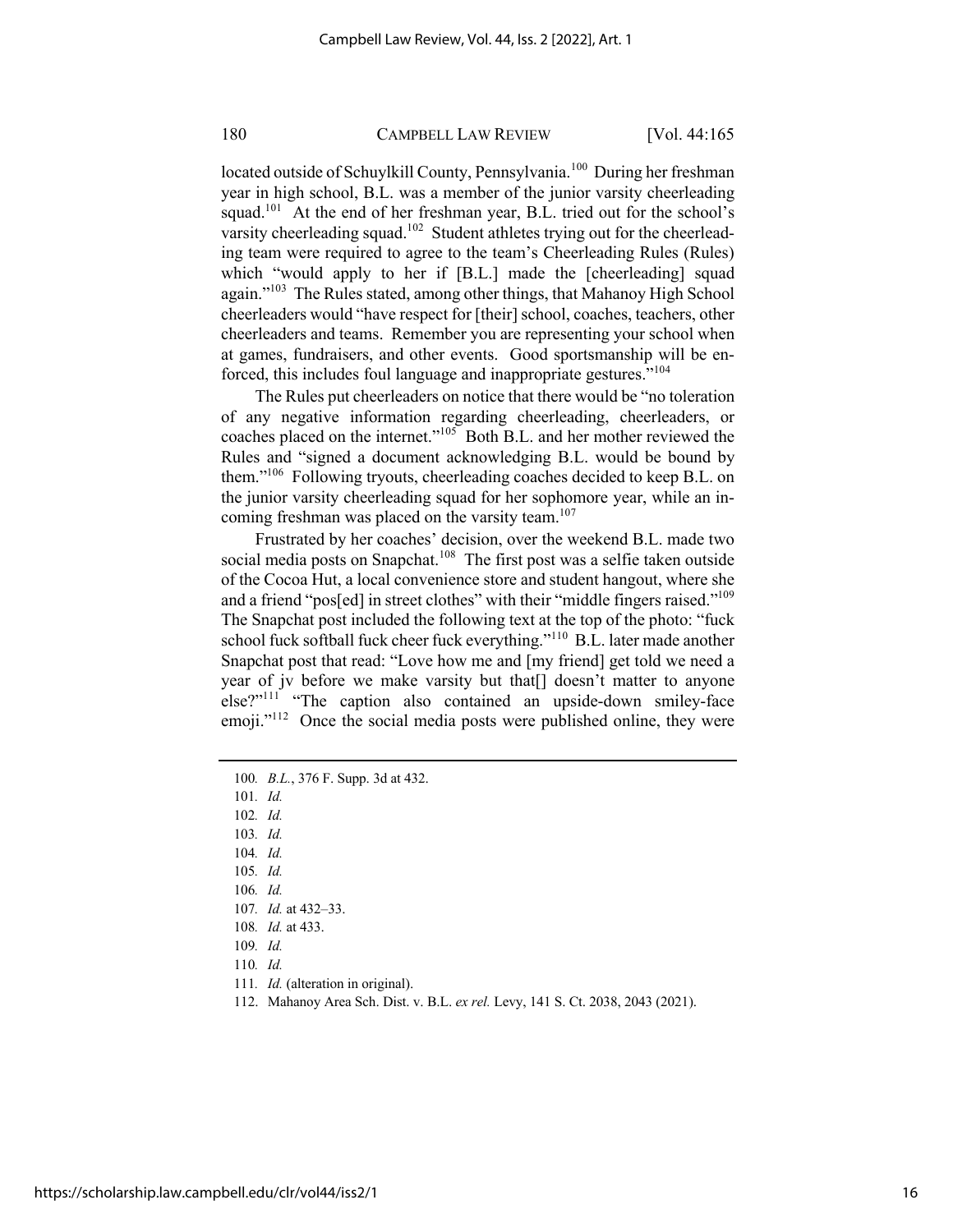located outside of Schuylkill County, Pennsylvania.[100] During her freshman year in high school, B.L. was a member of the junior varsity cheerleading squad.[101] At the end of her freshman year, B.L. tried out for the school's varsity cheerleading squad.[102] Student athletes trying out for the cheerleading team were required to agree to the team's Cheerleading Rules (Rules) which "would apply to her if [B.L.] made the [cheerleading] squad again."[103] The Rules stated, among other things, that Mahanoy High School cheerleaders would "have respect for [their] school, coaches, teachers, other cheerleaders and teams. Remember you are representing your school when at games, fundraisers, and other events. Good sportsmanship will be enforced, this includes foul language and inappropriate gestures."[104]

The Rules put cheerleaders on notice that there would be "no toleration of any negative information regarding cheerleading, cheerleaders, or coaches placed on the internet."[105] Both B.L. and her mother reviewed the Rules and "signed a document acknowledging B.L. would be bound by them."[106] Following tryouts, cheerleading coaches decided to keep B.L. on the junior varsity cheerleading squad for her sophomore year, while an incoming freshman was placed on the varsity team.[107]

Frustrated by her coaches' decision, over the weekend B.L. made two social media posts on Snapchat.[108] The first post was a selfie taken outside of the Cocoa Hut, a local convenience store and student hangout, where she and a friend "pos[ed] in street clothes" with their "middle fingers raised."[109] The Snapchat post included the following text at the top of the photo: "fuck school fuck softball fuck cheer fuck everything."[110] B.L. later made another Snapchat post that read: "Love how me and [my friend] get told we need a year of jv before we make varsity but that[] doesn't matter to anyone else?"[111] "The caption also contained an upside-down smiley-face emoji."[112] Once the social media posts were published online, they were

---

100. *B.L.*, 376 F. Supp. 3d at 432.
101. *Id.*
102. *Id.*
103. *Id.*
104. *Id.*
105. *Id.*
106. *Id.*
107. *Id.* at 432–33.
108. *Id.* at 433.
109. *Id.*
110. *Id.*
111. *Id.* (alteration in original).
112. Mahanoy Area Sch. Dist. v. B.L. *ex rel.* Levy, 141 S. Ct. 2038, 2043 (2021).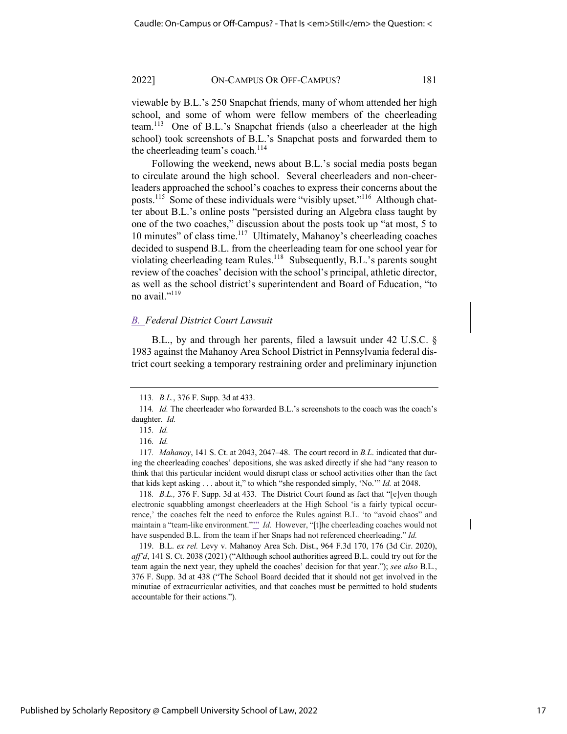viewable by B.L.'s 250 Snapchat friends, many of whom attended her high school, and some of whom were fellow members of the cheerleading team.[113] One of B.L.'s Snapchat friends (also a cheerleader at the high school) took screenshots of B.L.'s Snapchat posts and forwarded them to the cheerleading team's coach.[114]

Following the weekend, news about B.L.'s social media posts began to circulate around the high school. Several cheerleaders and non-cheerleaders approached the school's coaches to express their concerns about the posts.[115] Some of these individuals were "visibly upset."[116] Although chatter about B.L.'s online posts "persisted during an Algebra class taught by one of the two coaches," discussion about the posts took up "at most, 5 to 10 minutes" of class time.[117] Ultimately, Mahanoy's cheerleading coaches decided to suspend B.L. from the cheerleading team for one school year for violating cheerleading team Rules.[118] Subsequently, B.L.'s parents sought review of the coaches' decision with the school's principal, athletic director, as well as the school district's superintendent and Board of Education, "to no avail."[119]

### B. *Federal District Court Lawsuit*

B.L., by and through her parents, filed a lawsuit under 42 U.S.C. § 1983 against the Mahanoy Area School District in Pennsylvania federal district court seeking a temporary restraining order and preliminary injunction

---

113. *B.L.*, 376 F. Supp. 3d at 433.

114. *Id.* The cheerleader who forwarded B.L.'s screenshots to the coach was the coach's daughter. *Id.*

115. *Id.*

116. *Id.*

117. *Mahanoy*, 141 S. Ct. at 2043, 2047–48. The court record in *B.L.* indicated that during the cheerleading coaches' depositions, she was asked directly if she had "any reason to think that this particular incident would disrupt class or school activities other than the fact that kids kept asking . . . about it," to which "she responded simply, 'No.'" *Id.* at 2048.

118. *B.L.,* 376 F. Supp. 3d at 433. The District Court found as fact that "[e]ven though electronic squabbling amongst cheerleaders at the High School 'is a fairly typical occurrence,' the coaches felt the need to enforce the Rules against B.L. 'to "avoid chaos" and maintain a "team-like environment."'" *Id.* However, "[t]he cheerleading coaches would not have suspended B.L. from the team if her Snaps had not referenced cheerleading." *Id.*

119. B.L. *ex rel.* Levy v. Mahanoy Area Sch. Dist., 964 F.3d 170, 176 (3d Cir. 2020), *aff'd*, 141 S. Ct. 2038 (2021) ("Although school authorities agreed B.L. could try out for the team again the next year, they upheld the coaches' decision for that year."); *see also* B.L., 376 F. Supp. 3d at 438 ("The School Board decided that it should not get involved in the minutiae of extracurricular activities, and that coaches must be permitted to hold students accountable for their actions.").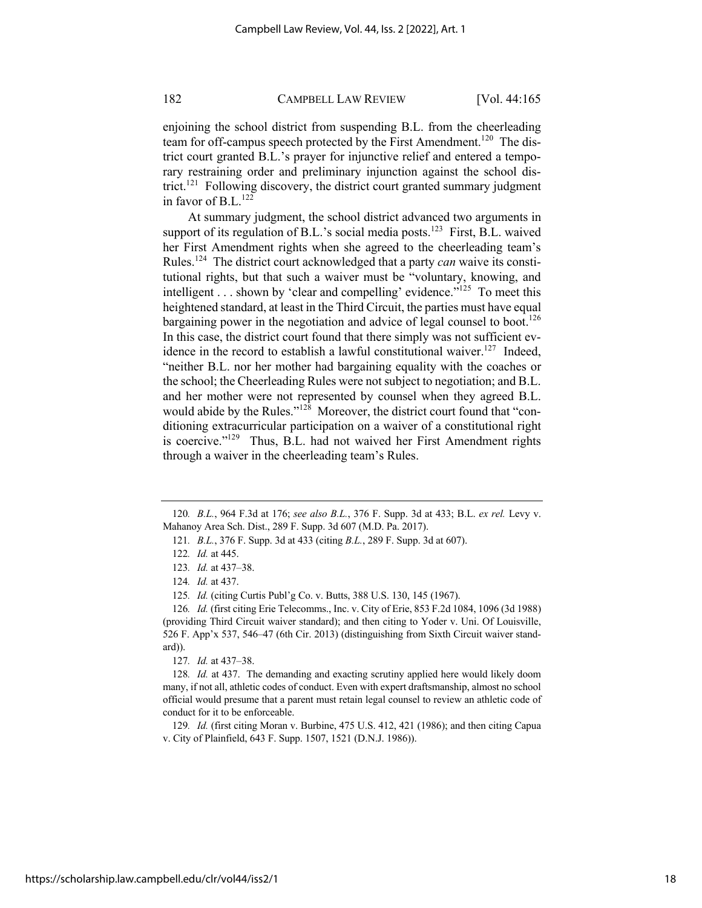enjoining the school district from suspending B.L. from the cheerleading team for off-campus speech protected by the First Amendment.[120] The district court granted B.L.'s prayer for injunctive relief and entered a temporary restraining order and preliminary injunction against the school district.[121] Following discovery, the district court granted summary judgment in favor of B.L.[122]

At summary judgment, the school district advanced two arguments in support of its regulation of B.L.'s social media posts.[123] First, B.L. waived her First Amendment rights when she agreed to the cheerleading team's Rules.[124] The district court acknowledged that a party *can* waive its constitutional rights, but that such a waiver must be "voluntary, knowing, and intelligent . . . shown by 'clear and compelling' evidence."[125] To meet this heightened standard, at least in the Third Circuit, the parties must have equal bargaining power in the negotiation and advice of legal counsel to boot.[126] In this case, the district court found that there simply was not sufficient evidence in the record to establish a lawful constitutional waiver.[127] Indeed, "neither B.L. nor her mother had bargaining equality with the coaches or the school; the Cheerleading Rules were not subject to negotiation; and B.L. and her mother were not represented by counsel when they agreed B.L. would abide by the Rules."[128] Moreover, the district court found that "conditioning extracurricular participation on a waiver of a constitutional right is coercive."[129] Thus, B.L. had not waived her First Amendment rights through a waiver in the cheerleading team's Rules.

---

120. *B.L.*, 964 F.3d at 176; *see also B.L.*, 376 F. Supp. 3d at 433; B.L. *ex rel.* Levy v. Mahanoy Area Sch. Dist., 289 F. Supp. 3d 607 (M.D. Pa. 2017).

121. *B.L.*, 376 F. Supp. 3d at 433 (citing *B.L.*, 289 F. Supp. 3d at 607).

122. *Id.* at 445.

123. *Id.* at 437–38.

124. *Id.* at 437.

125. *Id.* (citing Curtis Publ'g Co. v. Butts, 388 U.S. 130, 145 (1967).

126. *Id.* (first citing Erie Telecomms., Inc. v. City of Erie, 853 F.2d 1084, 1096 (3d 1988) (providing Third Circuit waiver standard); and then citing to Yoder v. Uni. Of Louisville, 526 F. App'x 537, 546–47 (6th Cir. 2013) (distinguishing from Sixth Circuit waiver standard)).

127. *Id.* at 437–38.

128. *Id.* at 437. The demanding and exacting scrutiny applied here would likely doom many, if not all, athletic codes of conduct. Even with expert draftsmanship, almost no school official would presume that a parent must retain legal counsel to review an athletic code of conduct for it to be enforceable.

129. *Id.* (first citing Moran v. Burbine, 475 U.S. 412, 421 (1986); and then citing Capua v. City of Plainfield, 643 F. Supp. 1507, 1521 (D.N.J. 1986)).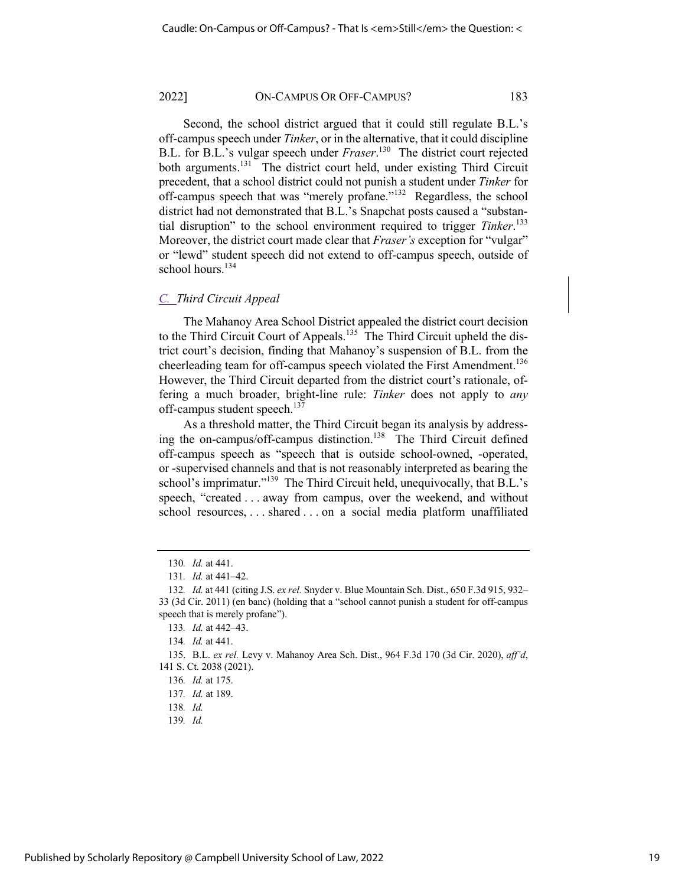Second, the school district argued that it could still regulate B.L.'s off-campus speech under *Tinker*, or in the alternative, that it could discipline B.L. for B.L.'s vulgar speech under *Fraser*.[130] The district court rejected both arguments.[131] The district court held, under existing Third Circuit precedent, that a school district could not punish a student under *Tinker* for off-campus speech that was "merely profane."[132] Regardless, the school district had not demonstrated that B.L.'s Snapchat posts caused a "substantial disruption" to the school environment required to trigger *Tinker*.[133] Moreover, the district court made clear that *Fraser's* exception for "vulgar" or "lewd" student speech did not extend to off-campus speech, outside of school hours.[134]

### C. *Third Circuit Appeal*

The Mahanoy Area School District appealed the district court decision to the Third Circuit Court of Appeals.[135] The Third Circuit upheld the district court's decision, finding that Mahanoy's suspension of B.L. from the cheerleading team for off-campus speech violated the First Amendment.[136] However, the Third Circuit departed from the district court's rationale, offering a much broader, bright-line rule: *Tinker* does not apply to *any* off-campus student speech.[137]

As a threshold matter, the Third Circuit began its analysis by addressing the on-campus/off-campus distinction.[138] The Third Circuit defined off-campus speech as "speech that is outside school-owned, -operated, or -supervised channels and that is not reasonably interpreted as bearing the school's imprimatur."[139] The Third Circuit held, unequivocally, that B.L.'s speech, "created . . . away from campus, over the weekend, and without school resources, . . . shared . . . on a social media platform unaffiliated

---

130. *Id.* at 441.

131. *Id.* at 441–42.

132. *Id.* at 441 (citing J.S. *ex rel.* Snyder v. Blue Mountain Sch. Dist., 650 F.3d 915, 932–33 (3d Cir. 2011) (en banc) (holding that a "school cannot punish a student for off-campus speech that is merely profane").

133. *Id.* at 442–43.

134. *Id.* at 441.

135. B.L. *ex rel.* Levy v. Mahanoy Area Sch. Dist., 964 F.3d 170 (3d Cir. 2020), *aff'd*, 141 S. Ct. 2038 (2021).

136. *Id.* at 175.

137. *Id.* at 189.

138. *Id.*

139. *Id.*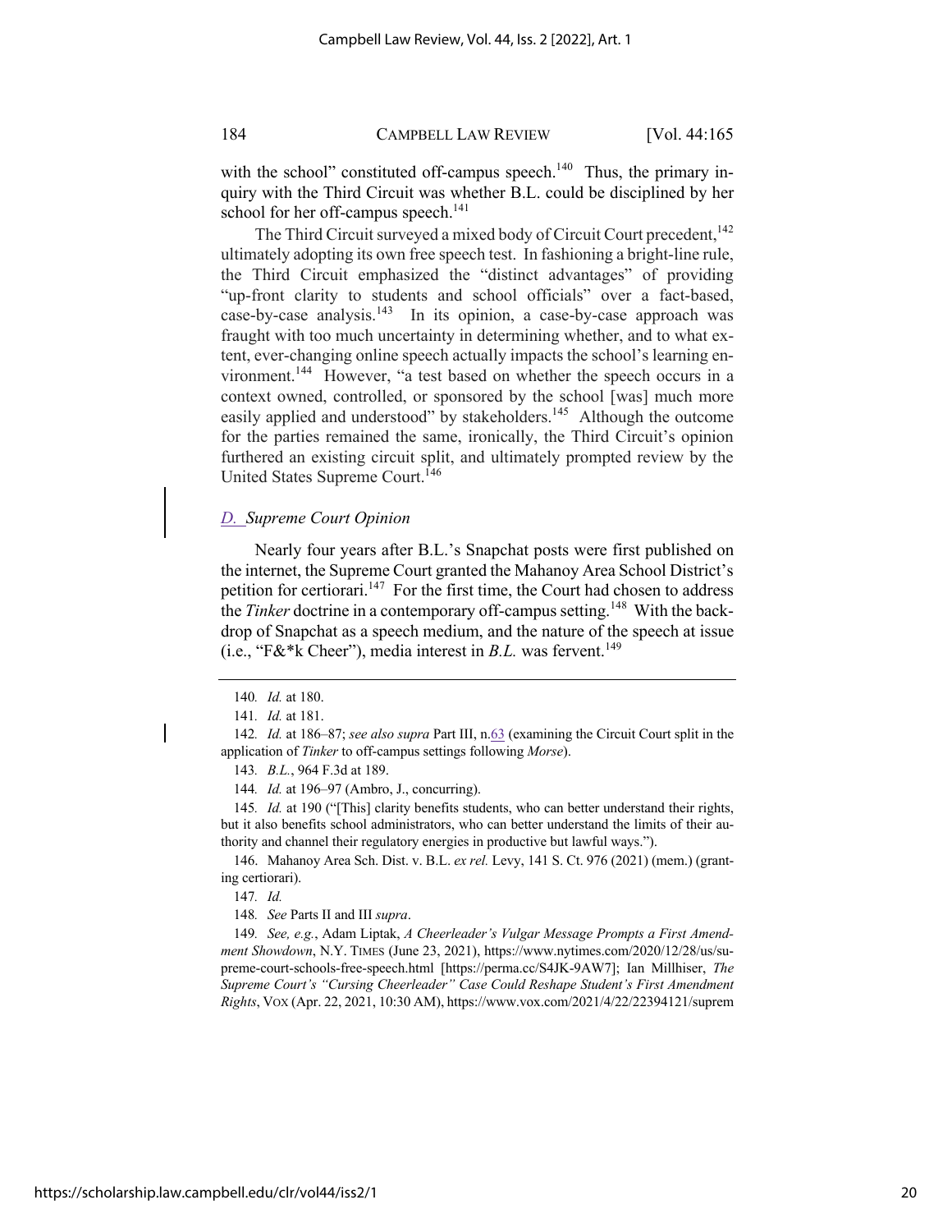with the school" constituted off-campus speech.[140] Thus, the primary inquiry with the Third Circuit was whether B.L. could be disciplined by her school for her off-campus speech.[141]

The Third Circuit surveyed a mixed body of Circuit Court precedent,[142] ultimately adopting its own free speech test. In fashioning a bright-line rule, the Third Circuit emphasized the "distinct advantages" of providing "up-front clarity to students and school officials" over a fact-based, case-by-case analysis.[143] In its opinion, a case-by-case approach was fraught with too much uncertainty in determining whether, and to what extent, ever-changing online speech actually impacts the school's learning environment.[144] However, "a test based on whether the speech occurs in a context owned, controlled, or sponsored by the school [was] much more easily applied and understood" by stakeholders.[145] Although the outcome for the parties remained the same, ironically, the Third Circuit's opinion furthered an existing circuit split, and ultimately prompted review by the United States Supreme Court.[146]

### D. *Supreme Court Opinion*

Nearly four years after B.L.'s Snapchat posts were first published on the internet, the Supreme Court granted the Mahanoy Area School District's petition for certiorari.[147] For the first time, the Court had chosen to address the *Tinker* doctrine in a contemporary off-campus setting.[148] With the backdrop of Snapchat as a speech medium, and the nature of the speech at issue (i.e., "F&*k Cheer"), media interest in *B.L.* was fervent.[149]

---

140. *Id.* at 180.

141. *Id.* at 181.

142. *Id.* at 186–87; *see also supra* Part III, n.63 (examining the Circuit Court split in the application of *Tinker* to off-campus settings following *Morse*).

143. *B.L.*, 964 F.3d at 189.

144. *Id.* at 196–97 (Ambro, J., concurring).

145. *Id.* at 190 ("[This] clarity benefits students, who can better understand their rights, but it also benefits school administrators, who can better understand the limits of their authority and channel their regulatory energies in productive but lawful ways.").

146. Mahanoy Area Sch. Dist. v. B.L. *ex rel.* Levy, 141 S. Ct. 976 (2021) (mem.) (granting certiorari).

147. *Id.*

148. *See* Parts II and III *supra*.

149. *See, e.g.*, Adam Liptak, *A Cheerleader's Vulgar Message Prompts a First Amendment Showdown*, N.Y. TIMES (June 23, 2021), https://www.nytimes.com/2020/12/28/us/supreme-court-schools-free-speech.html [https://perma.cc/S4JK-9AW7]; Ian Millhiser, *The Supreme Court's "Cursing Cheerleader" Case Could Reshape Student's First Amendment Rights*, VOX (Apr. 22, 2021, 10:30 AM), https://www.vox.com/2021/4/22/22394121/suprem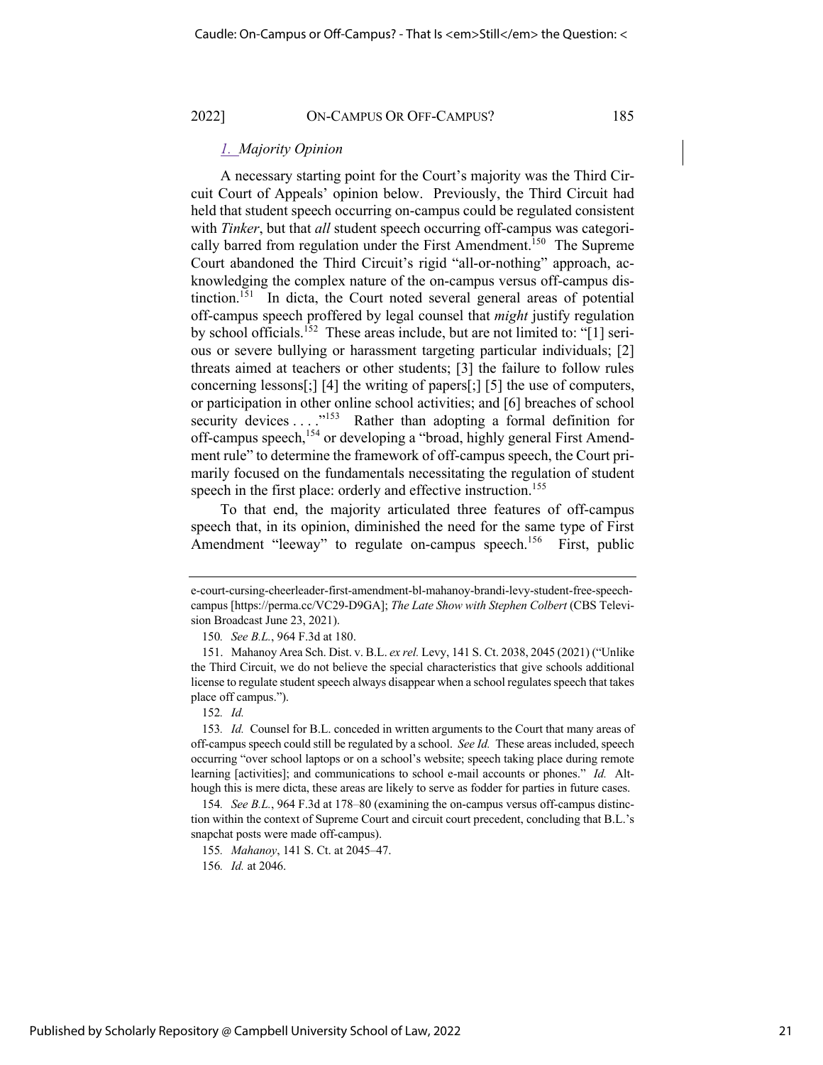### *1. Majority Opinion*

A necessary starting point for the Court's majority was the Third Circuit Court of Appeals' opinion below. Previously, the Third Circuit had held that student speech occurring on-campus could be regulated consistent with *Tinker*, but that *all* student speech occurring off-campus was categorically barred from regulation under the First Amendment.[150] The Supreme Court abandoned the Third Circuit's rigid "all-or-nothing" approach, acknowledging the complex nature of the on-campus versus off-campus distinction.[151] In dicta, the Court noted several general areas of potential off-campus speech proffered by legal counsel that *might* justify regulation by school officials.[152] These areas include, but are not limited to: "[1] serious or severe bullying or harassment targeting particular individuals; [2] threats aimed at teachers or other students; [3] the failure to follow rules concerning lessons[;] [4] the writing of papers[;] [5] the use of computers, or participation in other online school activities; and [6] breaches of school security devices . . . ."[153] Rather than adopting a formal definition for off-campus speech,[154] or developing a "broad, highly general First Amendment rule" to determine the framework of off-campus speech, the Court primarily focused on the fundamentals necessitating the regulation of student speech in the first place: orderly and effective instruction.[155]

To that end, the majority articulated three features of off-campus speech that, in its opinion, diminished the need for the same type of First Amendment "leeway" to regulate on-campus speech.[156] First, public

---

e-court-cursing-cheerleader-first-amendment-bl-mahanoy-brandi-levy-student-free-speech-campus [https://perma.cc/VC29-D9GA]; *The Late Show with Stephen Colbert* (CBS Television Broadcast June 23, 2021).

150. *See B.L.*, 964 F.3d at 180.

151. Mahanoy Area Sch. Dist. v. B.L. *ex rel.* Levy, 141 S. Ct. 2038, 2045 (2021) ("Unlike the Third Circuit, we do not believe the special characteristics that give schools additional license to regulate student speech always disappear when a school regulates speech that takes place off campus.").

152. *Id.*

153. *Id.* Counsel for B.L. conceded in written arguments to the Court that many areas of off-campus speech could still be regulated by a school. *See Id.* These areas included, speech occurring "over school laptops or on a school's website; speech taking place during remote learning [activities]; and communications to school e-mail accounts or phones." *Id.* Although this is mere dicta, these areas are likely to serve as fodder for parties in future cases.

154. *See B.L.*, 964 F.3d at 178–80 (examining the on-campus versus off-campus distinction within the context of Supreme Court and circuit court precedent, concluding that B.L.'s snapchat posts were made off-campus).

155. *Mahanoy*, 141 S. Ct. at 2045–47.

156. *Id.* at 2046.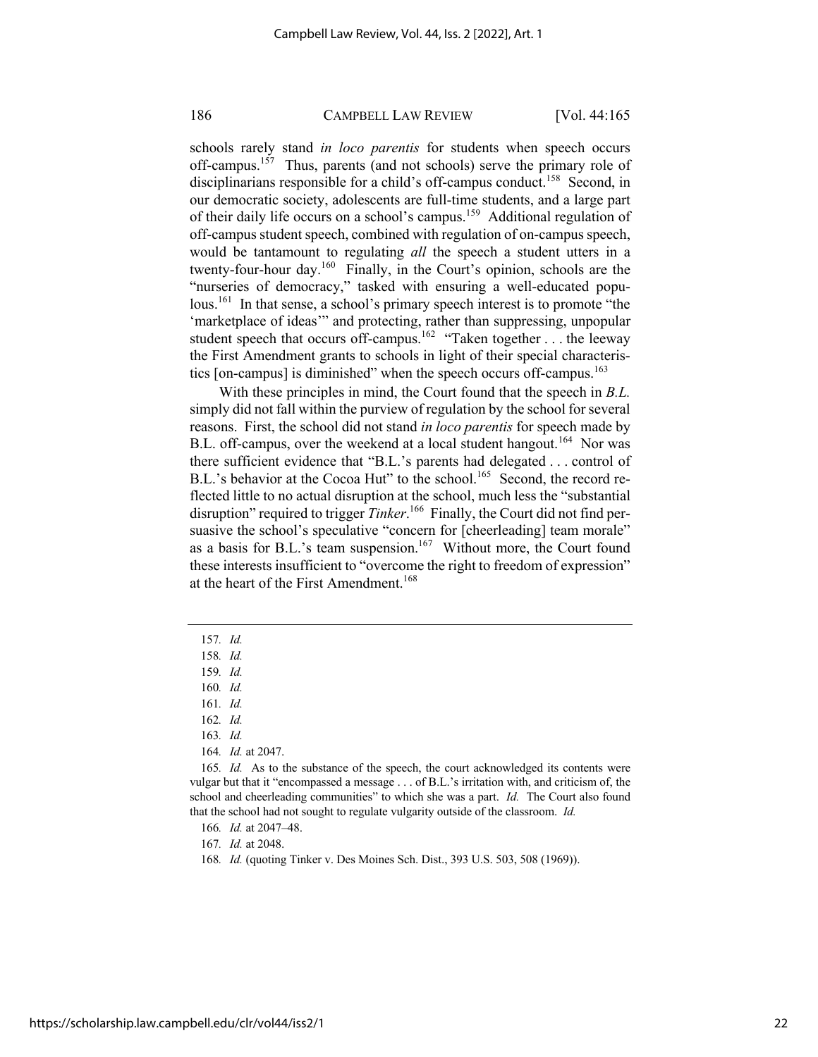schools rarely stand *in loco parentis* for students when speech occurs off-campus.[157] Thus, parents (and not schools) serve the primary role of disciplinarians responsible for a child's off-campus conduct.[158] Second, in our democratic society, adolescents are full-time students, and a large part of their daily life occurs on a school's campus.[159] Additional regulation of off-campus student speech, combined with regulation of on-campus speech, would be tantamount to regulating *all* the speech a student utters in a twenty-four-hour day.[160] Finally, in the Court's opinion, schools are the "nurseries of democracy," tasked with ensuring a well-educated populous.[161] In that sense, a school's primary speech interest is to promote "the 'marketplace of ideas'" and protecting, rather than suppressing, unpopular student speech that occurs off-campus.[162] "Taken together . . . the leeway the First Amendment grants to schools in light of their special characteristics [on-campus] is diminished" when the speech occurs off-campus.[163]

With these principles in mind, the Court found that the speech in *B.L.* simply did not fall within the purview of regulation by the school for several reasons. First, the school did not stand *in loco parentis* for speech made by B.L. off-campus, over the weekend at a local student hangout.[164] Nor was there sufficient evidence that "B.L.'s parents had delegated . . . control of B.L.'s behavior at the Cocoa Hut" to the school.[165] Second, the record reflected little to no actual disruption at the school, much less the "substantial disruption" required to trigger *Tinker*.[166] Finally, the Court did not find persuasive the school's speculative "concern for [cheerleading] team morale" as a basis for B.L.'s team suspension.[167] Without more, the Court found these interests insufficient to "overcome the right to freedom of expression" at the heart of the First Amendment.[168]

---

157. *Id.*

158. *Id.*

159. *Id.*

160. *Id.*

161. *Id.*

162. *Id.*

163. *Id.*

164. *Id.* at 2047.

165. *Id.* As to the substance of the speech, the court acknowledged its contents were vulgar but that it "encompassed a message . . . of B.L.'s irritation with, and criticism of, the school and cheerleading communities" to which she was a part. *Id.* The Court also found that the school had not sought to regulate vulgarity outside of the classroom. *Id.*

166. *Id.* at 2047–48.

167. *Id.* at 2048.

168. *Id.* (quoting Tinker v. Des Moines Sch. Dist., 393 U.S. 503, 508 (1969)).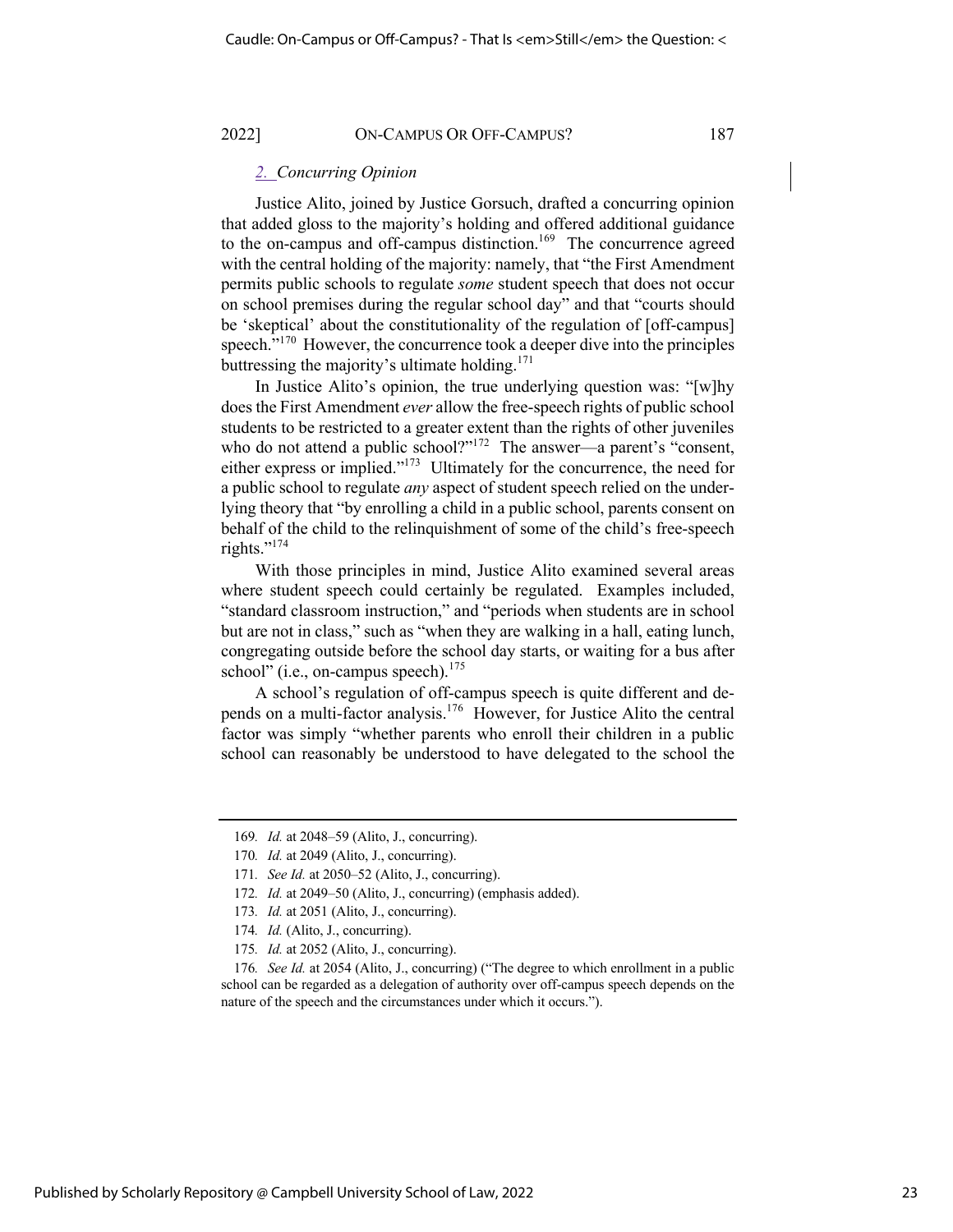### *2. Concurring Opinion*

Justice Alito, joined by Justice Gorsuch, drafted a concurring opinion that added gloss to the majority's holding and offered additional guidance to the on-campus and off-campus distinction.[169] The concurrence agreed with the central holding of the majority: namely, that "the First Amendment permits public schools to regulate *some* student speech that does not occur on school premises during the regular school day" and that "courts should be 'skeptical' about the constitutionality of the regulation of [off-campus] speech."[170] However, the concurrence took a deeper dive into the principles buttressing the majority's ultimate holding.[171]

In Justice Alito's opinion, the true underlying question was: "[w]hy does the First Amendment *ever* allow the free-speech rights of public school students to be restricted to a greater extent than the rights of other juveniles who do not attend a public school?"[172] The answer—a parent's "consent, either express or implied."[173] Ultimately for the concurrence, the need for a public school to regulate *any* aspect of student speech relied on the underlying theory that "by enrolling a child in a public school, parents consent on behalf of the child to the relinquishment of some of the child's free-speech rights."[174]

With those principles in mind, Justice Alito examined several areas where student speech could certainly be regulated. Examples included, "standard classroom instruction," and "periods when students are in school but are not in class," such as "when they are walking in a hall, eating lunch, congregating outside before the school day starts, or waiting for a bus after school" (i.e., on-campus speech).[175]

A school's regulation of off-campus speech is quite different and depends on a multi-factor analysis.[176] However, for Justice Alito the central factor was simply "whether parents who enroll their children in a public school can reasonably be understood to have delegated to the school the

---

169. *Id.* at 2048–59 (Alito, J., concurring).

170. *Id.* at 2049 (Alito, J., concurring).

171. *See Id.* at 2050–52 (Alito, J., concurring).

172. *Id.* at 2049–50 (Alito, J., concurring) (emphasis added).

173. *Id.* at 2051 (Alito, J., concurring).

174. *Id.* (Alito, J., concurring).

175. *Id.* at 2052 (Alito, J., concurring).

176. *See Id.* at 2054 (Alito, J., concurring) ("The degree to which enrollment in a public school can be regarded as a delegation of authority over off-campus speech depends on the nature of the speech and the circumstances under which it occurs.").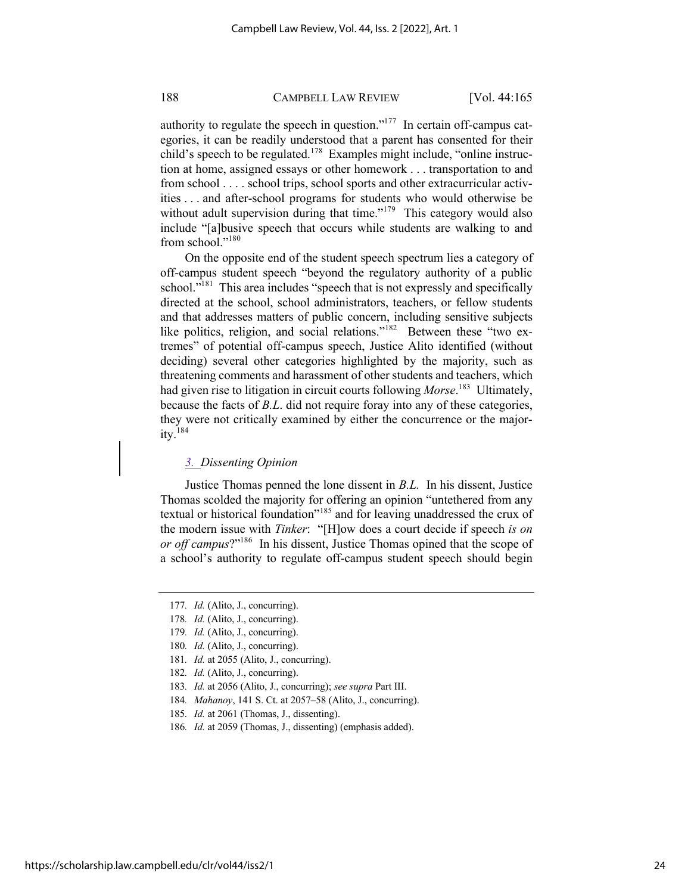authority to regulate the speech in question."[177] In certain off-campus categories, it can be readily understood that a parent has consented for their child's speech to be regulated.[178] Examples might include, "online instruction at home, assigned essays or other homework . . . transportation to and from school . . . . school trips, school sports and other extracurricular activities . . . and after-school programs for students who would otherwise be without adult supervision during that time."[179] This category would also include "[a]busive speech that occurs while students are walking to and from school."[180]

On the opposite end of the student speech spectrum lies a category of off-campus student speech "beyond the regulatory authority of a public school."[181] This area includes "speech that is not expressly and specifically directed at the school, school administrators, teachers, or fellow students and that addresses matters of public concern, including sensitive subjects like politics, religion, and social relations."[182] Between these "two extremes" of potential off-campus speech, Justice Alito identified (without deciding) several other categories highlighted by the majority, such as threatening comments and harassment of other students and teachers, which had given rise to litigation in circuit courts following *Morse*.[183] Ultimately, because the facts of *B.L.* did not require foray into any of these categories, they were not critically examined by either the concurrence or the majority.[184]

### 3. *Dissenting Opinion*

Justice Thomas penned the lone dissent in *B.L.* In his dissent, Justice Thomas scolded the majority for offering an opinion "untethered from any textual or historical foundation"[185] and for leaving unaddressed the crux of the modern issue with *Tinker*: "[H]ow does a court decide if speech *is on or off campus*?"[186] In his dissent, Justice Thomas opined that the scope of a school's authority to regulate off-campus student speech should begin

---

177. *Id.* (Alito, J., concurring).

178. *Id.* (Alito, J., concurring).

179. *Id.* (Alito, J., concurring).

180. *Id.* (Alito, J., concurring).

181. *Id.* at 2055 (Alito, J., concurring).

182. *Id.* (Alito, J., concurring).

183. *Id.* at 2056 (Alito, J., concurring); *see supra* Part III.

184. *Mahanoy*, 141 S. Ct. at 2057–58 (Alito, J., concurring).

185. *Id.* at 2061 (Thomas, J., dissenting).

186. *Id.* at 2059 (Thomas, J., dissenting) (emphasis added).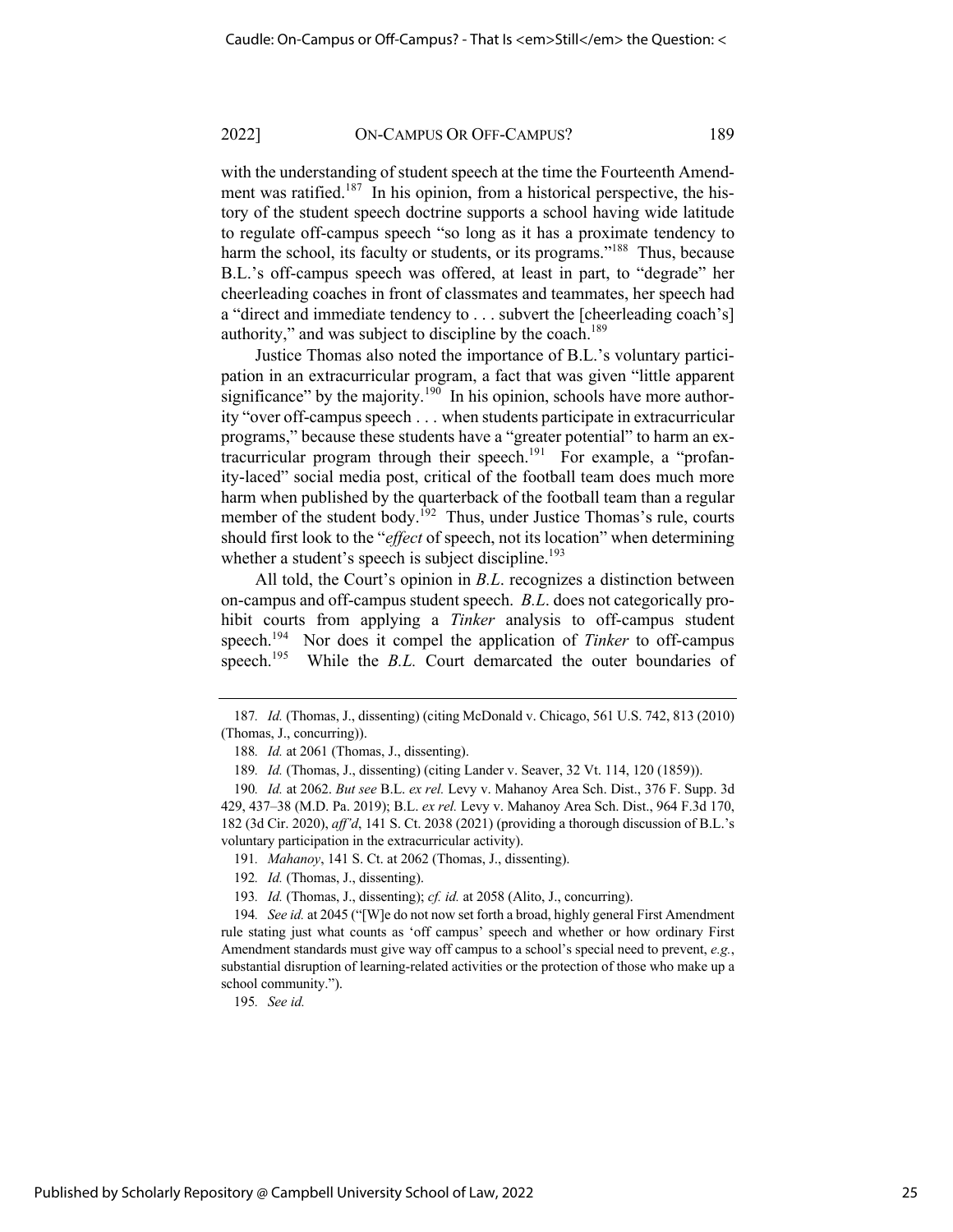with the understanding of student speech at the time the Fourteenth Amendment was ratified.[187] In his opinion, from a historical perspective, the history of the student speech doctrine supports a school having wide latitude to regulate off-campus speech "so long as it has a proximate tendency to harm the school, its faculty or students, or its programs."[188] Thus, because B.L.'s off-campus speech was offered, at least in part, to "degrade" her cheerleading coaches in front of classmates and teammates, her speech had a "direct and immediate tendency to . . . subvert the [cheerleading coach's] authority," and was subject to discipline by the coach.[189]

Justice Thomas also noted the importance of B.L.'s voluntary participation in an extracurricular program, a fact that was given "little apparent significance" by the majority.[190] In his opinion, schools have more authority "over off-campus speech . . . when students participate in extracurricular programs," because these students have a "greater potential" to harm an extracurricular program through their speech.[191] For example, a "profanity-laced" social media post, critical of the football team does much more harm when published by the quarterback of the football team than a regular member of the student body.[192] Thus, under Justice Thomas's rule, courts should first look to the "*effect* of speech, not its location" when determining whether a student's speech is subject discipline.[193]

All told, the Court's opinion in *B.L.* recognizes a distinction between on-campus and off-campus student speech. *B.L.* does not categorically prohibit courts from applying a *Tinker* analysis to off-campus student speech.[194] Nor does it compel the application of *Tinker* to off-campus speech.[195] While the *B.L.* Court demarcated the outer boundaries of

---

187. *Id.* (Thomas, J., dissenting) (citing McDonald v. Chicago, 561 U.S. 742, 813 (2010) (Thomas, J., concurring)).

188. *Id.* at 2061 (Thomas, J., dissenting).

189. *Id.* (Thomas, J., dissenting) (citing Lander v. Seaver, 32 Vt. 114, 120 (1859)).

190. *Id.* at 2062. *But see* B.L. *ex rel.* Levy v. Mahanoy Area Sch. Dist., 376 F. Supp. 3d 429, 437–38 (M.D. Pa. 2019); B.L. *ex rel.* Levy v. Mahanoy Area Sch. Dist., 964 F.3d 170, 182 (3d Cir. 2020), *aff'd*, 141 S. Ct. 2038 (2021) (providing a thorough discussion of B.L.'s voluntary participation in the extracurricular activity).

191. *Mahanoy*, 141 S. Ct. at 2062 (Thomas, J., dissenting).

192. *Id.* (Thomas, J., dissenting).

193. *Id.* (Thomas, J., dissenting); *cf. id.* at 2058 (Alito, J., concurring).

194. *See id.* at 2045 ("[W]e do not now set forth a broad, highly general First Amendment rule stating just what counts as 'off campus' speech and whether or how ordinary First Amendment standards must give way off campus to a school's special need to prevent, *e.g.*, substantial disruption of learning-related activities or the protection of those who make up a school community.").

195. *See id.*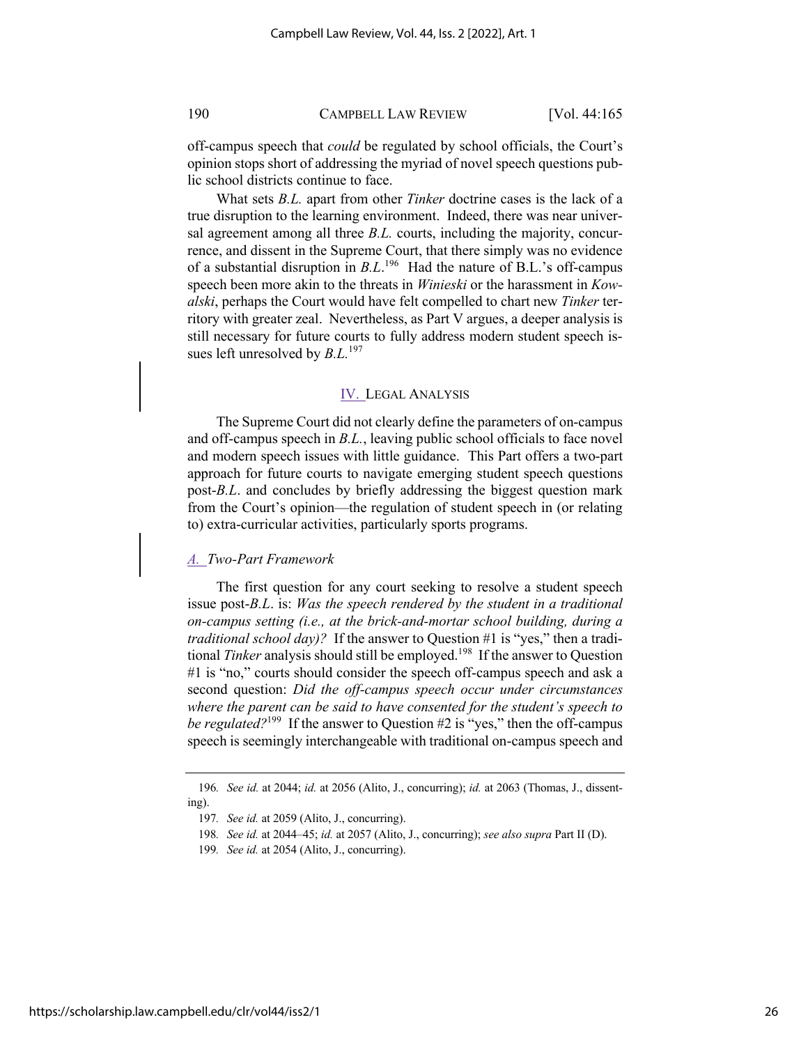off-campus speech that *could* be regulated by school officials, the Court's opinion stops short of addressing the myriad of novel speech questions public school districts continue to face.

What sets *B.L.* apart from other *Tinker* doctrine cases is the lack of a true disruption to the learning environment. Indeed, there was near universal agreement among all three *B.L.* courts, including the majority, concurrence, and dissent in the Supreme Court, that there simply was no evidence of a substantial disruption in *B.L.*[196] Had the nature of B.L.'s off-campus speech been more akin to the threats in *Winieski* or the harassment in *Kowalski*, perhaps the Court would have felt compelled to chart new *Tinker* territory with greater zeal. Nevertheless, as Part V argues, a deeper analysis is still necessary for future courts to fully address modern student speech issues left unresolved by *B.L.*[197]

## IV. LEGAL ANALYSIS

The Supreme Court did not clearly define the parameters of on-campus and off-campus speech in *B.L.*, leaving public school officials to face novel and modern speech issues with little guidance. This Part offers a two-part approach for future courts to navigate emerging student speech questions post-*B.L.* and concludes by briefly addressing the biggest question mark from the Court's opinion—the regulation of student speech in (or relating to) extra-curricular activities, particularly sports programs.

### *A. Two-Part Framework*

The first question for any court seeking to resolve a student speech issue post-*B.L.* is: *Was the speech rendered by the student in a traditional on-campus setting (i.e., at the brick-and-mortar school building, during a traditional school day)?* If the answer to Question #1 is "yes," then a traditional *Tinker* analysis should still be employed.[198] If the answer to Question #1 is "no," courts should consider the speech off-campus speech and ask a second question: *Did the off-campus speech occur under circumstances where the parent can be said to have consented for the student's speech to be regulated?*[199] If the answer to Question #2 is "yes," then the off-campus speech is seemingly interchangeable with traditional on-campus speech and

---

196. *See id.* at 2044; *id.* at 2056 (Alito, J., concurring); *id.* at 2063 (Thomas, J., dissenting).

197. *See id.* at 2059 (Alito, J., concurring).

198. *See id.* at 2044–45; *id.* at 2057 (Alito, J., concurring); *see also supra* Part II (D).

199. *See id.* at 2054 (Alito, J., concurring).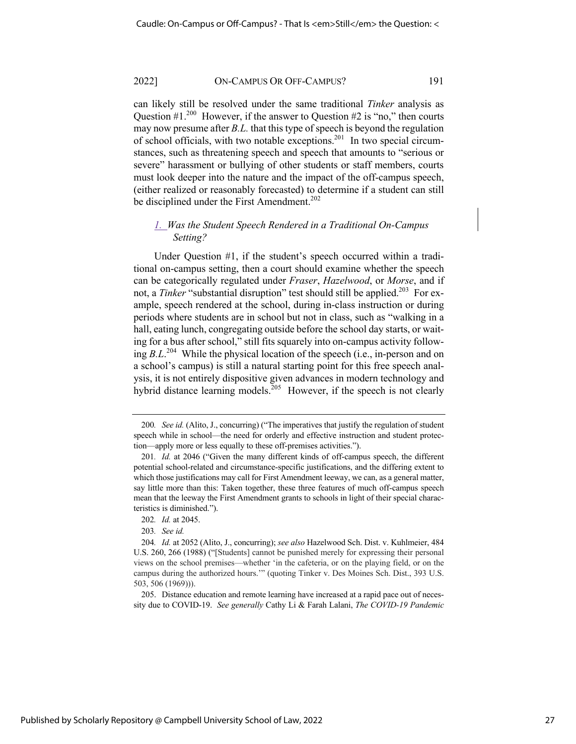can likely still be resolved under the same traditional *Tinker* analysis as Question #1.[200] However, if the answer to Question #2 is "no," then courts may now presume after *B.L.* that this type of speech is beyond the regulation of school officials, with two notable exceptions.[201] In two special circumstances, such as threatening speech and speech that amounts to "serious or severe" harassment or bullying of other students or staff members, courts must look deeper into the nature and the impact of the off-campus speech, (either realized or reasonably forecasted) to determine if a student can still be disciplined under the First Amendment.[202]

### 1. *Was the Student Speech Rendered in a Traditional On-Campus Setting?*

Under Question #1, if the student's speech occurred within a traditional on-campus setting, then a court should examine whether the speech can be categorically regulated under *Fraser*, *Hazelwood*, or *Morse*, and if not, a *Tinker* "substantial disruption" test should still be applied.[203] For example, speech rendered at the school, during in-class instruction or during periods where students are in school but not in class, such as "walking in a hall, eating lunch, congregating outside before the school day starts, or waiting for a bus after school," still fits squarely into on-campus activity following *B.L.*[204] While the physical location of the speech (i.e., in-person and on a school's campus) is still a natural starting point for this free speech analysis, it is not entirely dispositive given advances in modern technology and hybrid distance learning models.[205] However, if the speech is not clearly

---

200. *See id.* (Alito, J., concurring) ("The imperatives that justify the regulation of student speech while in school—the need for orderly and effective instruction and student protection—apply more or less equally to these off-premises activities.").

201. *Id.* at 2046 ("Given the many different kinds of off-campus speech, the different potential school-related and circumstance-specific justifications, and the differing extent to which those justifications may call for First Amendment leeway, we can, as a general matter, say little more than this: Taken together, these three features of much off-campus speech mean that the leeway the First Amendment grants to schools in light of their special characteristics is diminished.").

202. *Id.* at 2045.

203. *See id.*

204. *Id.* at 2052 (Alito, J., concurring); *see also* Hazelwood Sch. Dist. v. Kuhlmeier, 484 U.S. 260, 266 (1988) ("[Students] cannot be punished merely for expressing their personal views on the school premises—whether 'in the cafeteria, or on the playing field, or on the campus during the authorized hours.'" (quoting Tinker v. Des Moines Sch. Dist., 393 U.S. 503, 506 (1969))).

205. Distance education and remote learning have increased at a rapid pace out of necessity due to COVID-19. *See generally* Cathy Li & Farah Lalani, *The COVID-19 Pandemic*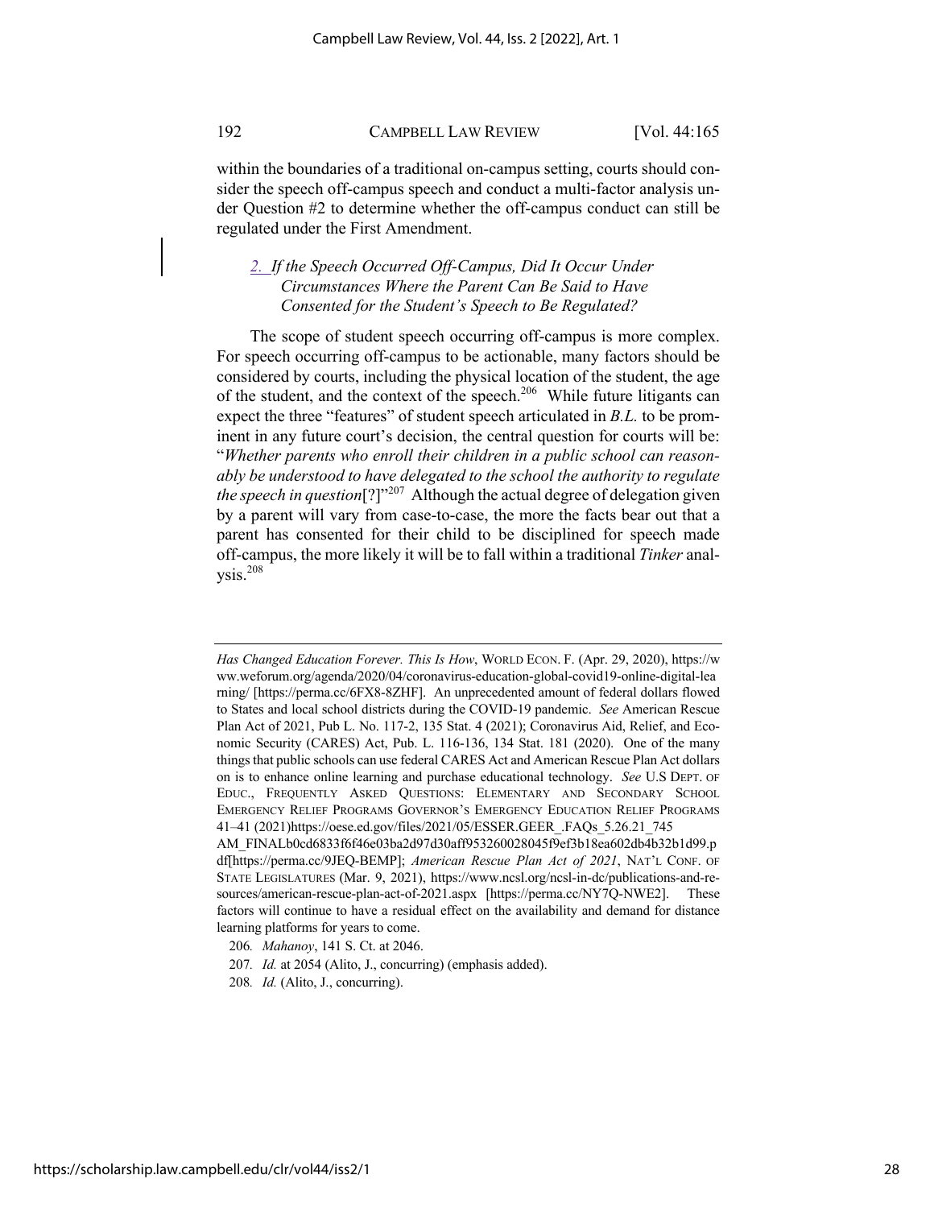within the boundaries of a traditional on-campus setting, courts should consider the speech off-campus speech and conduct a multi-factor analysis under Question #2 to determine whether the off-campus conduct can still be regulated under the First Amendment.

### 2. *If the Speech Occurred Off-Campus, Did It Occur Under Circumstances Where the Parent Can Be Said to Have Consented for the Student's Speech to Be Regulated?*

The scope of student speech occurring off-campus is more complex. For speech occurring off-campus to be actionable, many factors should be considered by courts, including the physical location of the student, the age of the student, and the context of the speech.[206] While future litigants can expect the three "features" of student speech articulated in *B.L.* to be prominent in any future court's decision, the central question for courts will be: "*Whether parents who enroll their children in a public school can reasonably be understood to have delegated to the school the authority to regulate the speech in question*[?]"[207] Although the actual degree of delegation given by a parent will vary from case-to-case, the more the facts bear out that a parent has consented for their child to be disciplined for speech made off-campus, the more likely it will be to fall within a traditional *Tinker* analysis.[208]

---

*Has Changed Education Forever. This Is How*, WORLD ECON. F. (Apr. 29, 2020), https://www.weforum.org/agenda/2020/04/coronavirus-education-global-covid19-online-digital-learning/ [https://perma.cc/6FX8-8ZHF]. An unprecedented amount of federal dollars flowed to States and local school districts during the COVID-19 pandemic. *See* American Rescue Plan Act of 2021, Pub L. No. 117-2, 135 Stat. 4 (2021); Coronavirus Aid, Relief, and Economic Security (CARES) Act, Pub. L. 116-136, 134 Stat. 181 (2020). One of the many things that public schools can use federal CARES Act and American Rescue Plan Act dollars on is to enhance online learning and purchase educational technology. *See* U.S DEPT. OF EDUC., FREQUENTLY ASKED QUESTIONS: ELEMENTARY AND SECONDARY SCHOOL EMERGENCY RELIEF PROGRAMS GOVERNOR'S EMERGENCY EDUCATION RELIEF PROGRAMS 41–41 (2021)https://oese.ed.gov/files/2021/05/ESSER.GEER_.FAQs_5.26.21_745AM_FINALb0cd6833f6f46e03ba2d97d30aff953260028045f9ef3b18ea602db4b32b1d99.pdf[https://perma.cc/9JEQ-BEMP]; *American Rescue Plan Act of 2021*, NAT'L CONF. OF STATE LEGISLATURES (Mar. 9, 2021), https://www.ncsl.org/ncsl-in-dc/publications-and-resources/american-rescue-plan-act-of-2021.aspx [https://perma.cc/NY7Q-NWE2]. These factors will continue to have a residual effect on the availability and demand for distance learning platforms for years to come.

206. *Mahanoy*, 141 S. Ct. at 2046.

207. *Id.* at 2054 (Alito, J., concurring) (emphasis added).

208. *Id.* (Alito, J., concurring).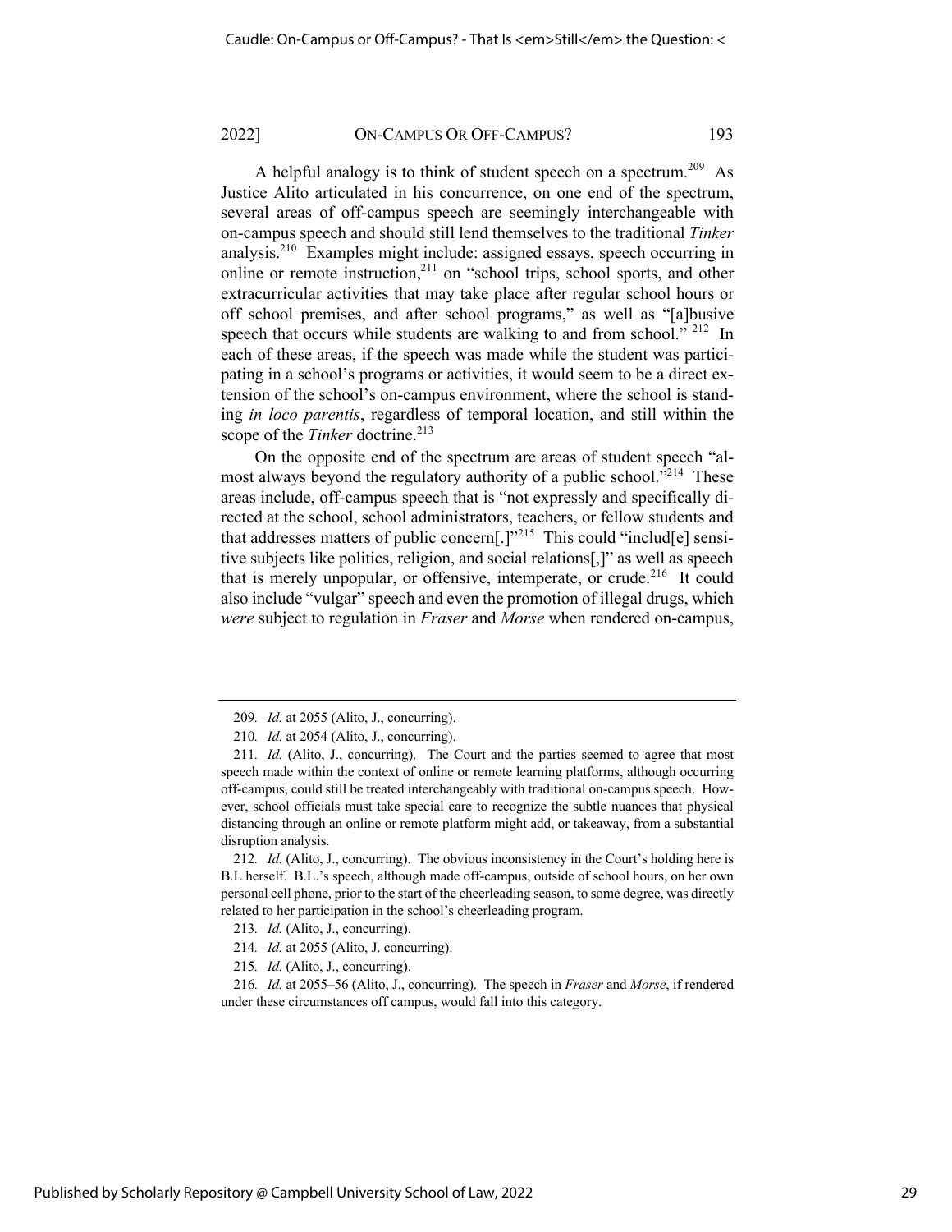A helpful analogy is to think of student speech on a spectrum.[209] As Justice Alito articulated in his concurrence, on one end of the spectrum, several areas of off-campus speech are seemingly interchangeable with on-campus speech and should still lend themselves to the traditional *Tinker* analysis.[210] Examples might include: assigned essays, speech occurring in online or remote instruction,[211] on "school trips, school sports, and other extracurricular activities that may take place after regular school hours or off school premises, and after school programs," as well as "[a]busive speech that occurs while students are walking to and from school." [212] In each of these areas, if the speech was made while the student was participating in a school's programs or activities, it would seem to be a direct extension of the school's on-campus environment, where the school is standing *in loco parentis*, regardless of temporal location, and still within the scope of the *Tinker* doctrine.[213]

On the opposite end of the spectrum are areas of student speech "almost always beyond the regulatory authority of a public school."[214] These areas include, off-campus speech that is "not expressly and specifically directed at the school, school administrators, teachers, or fellow students and that addresses matters of public concern[.]"[215] This could "includ[e] sensitive subjects like politics, religion, and social relations[,]" as well as speech that is merely unpopular, or offensive, intemperate, or crude.[216] It could also include "vulgar" speech and even the promotion of illegal drugs, which *were* subject to regulation in *Fraser* and *Morse* when rendered on-campus,

---

209. *Id.* at 2055 (Alito, J., concurring).

210. *Id.* at 2054 (Alito, J., concurring).

211. *Id.* (Alito, J., concurring). The Court and the parties seemed to agree that most speech made within the context of online or remote learning platforms, although occurring off-campus, could still be treated interchangeably with traditional on-campus speech. However, school officials must take special care to recognize the subtle nuances that physical distancing through an online or remote platform might add, or takeaway, from a substantial disruption analysis.

212. *Id.* (Alito, J., concurring). The obvious inconsistency in the Court's holding here is B.L herself. B.L.'s speech, although made off-campus, outside of school hours, on her own personal cell phone, prior to the start of the cheerleading season, to some degree, was directly related to her participation in the school's cheerleading program.

213. *Id.* (Alito, J., concurring).

214. *Id.* at 2055 (Alito, J. concurring).

215. *Id.* (Alito, J., concurring).

216. *Id.* at 2055–56 (Alito, J., concurring). The speech in *Fraser* and *Morse*, if rendered under these circumstances off campus, would fall into this category.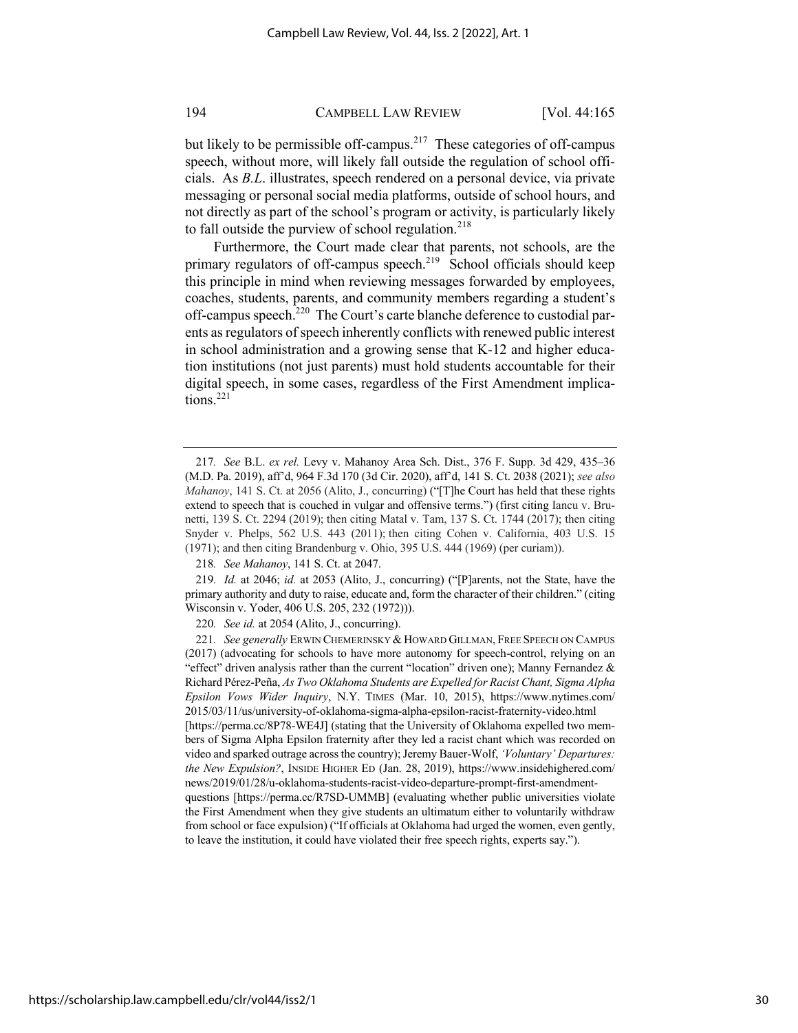but likely to be permissible off-campus.[217] These categories of off-campus speech, without more, will likely fall outside the regulation of school officials. As *B.L.* illustrates, speech rendered on a personal device, via private messaging or personal social media platforms, outside of school hours, and not directly as part of the school's program or activity, is particularly likely to fall outside the purview of school regulation.[218]

Furthermore, the Court made clear that parents, not schools, are the primary regulators of off-campus speech.[219] School officials should keep this principle in mind when reviewing messages forwarded by employees, coaches, students, parents, and community members regarding a student's off-campus speech.[220] The Court's carte blanche deference to custodial parents as regulators of speech inherently conflicts with renewed public interest in school administration and a growing sense that K-12 and higher education institutions (not just parents) must hold students accountable for their digital speech, in some cases, regardless of the First Amendment implications.[221]

---

217. *See* B.L. *ex rel.* Levy v. Mahanoy Area Sch. Dist., 376 F. Supp. 3d 429, 435–36 (M.D. Pa. 2019), aff'd, 964 F.3d 170 (3d Cir. 2020), aff'd, 141 S. Ct. 2038 (2021); *see also Mahanoy*, 141 S. Ct. at 2056 (Alito, J., concurring) ("[T]he Court has held that these rights extend to speech that is couched in vulgar and offensive terms.") (first citing Iancu v. Brunetti, 139 S. Ct. 2294 (2019); then citing Matal v. Tam, 137 S. Ct. 1744 (2017); then citing Snyder v. Phelps, 562 U.S. 443 (2011); then citing Cohen v. California, 403 U.S. 15 (1971); and then citing Brandenburg v. Ohio, 395 U.S. 444 (1969) (per curiam)).

218. *See Mahanoy*, 141 S. Ct. at 2047.

219. *Id.* at 2046; *id.* at 2053 (Alito, J., concurring) ("[P]arents, not the State, have the primary authority and duty to raise, educate and, form the character of their children." (citing Wisconsin v. Yoder, 406 U.S. 205, 232 (1972))).

220. *See id.* at 2054 (Alito, J., concurring).

221. *See generally* ERWIN CHEMERINSKY & HOWARD GILLMAN, FREE SPEECH ON CAMPUS (2017) (advocating for schools to have more autonomy for speech-control, relying on an "effect" driven analysis rather than the current "location" driven one); Manny Fernandez & Richard Pérez-Peña, *As Two Oklahoma Students are Expelled for Racist Chant, Sigma Alpha Epsilon Vows Wider Inquiry*, N.Y. TIMES (Mar. 10, 2015), https://www.nytimes.com/2015/03/11/us/university-of-oklahoma-sigma-alpha-epsilon-racist-fraternity-video.html [https://perma.cc/8P78-WE4J] (stating that the University of Oklahoma expelled two members of Sigma Alpha Epsilon fraternity after they led a racist chant which was recorded on video and sparked outrage across the country); Jeremy Bauer-Wolf, *'Voluntary' Departures: the New Expulsion?*, INSIDE HIGHER ED (Jan. 28, 2019), https://www.insidehighered.com/news/2019/01/28/u-oklahoma-students-racist-video-departure-prompt-first-amendment-questions [https://perma.cc/R7SD-UMMB] (evaluating whether public universities violate the First Amendment when they give students an ultimatum either to voluntarily withdraw from school or face expulsion) ("If officials at Oklahoma had urged the women, even gently, to leave the institution, it could have violated their free speech rights, experts say.").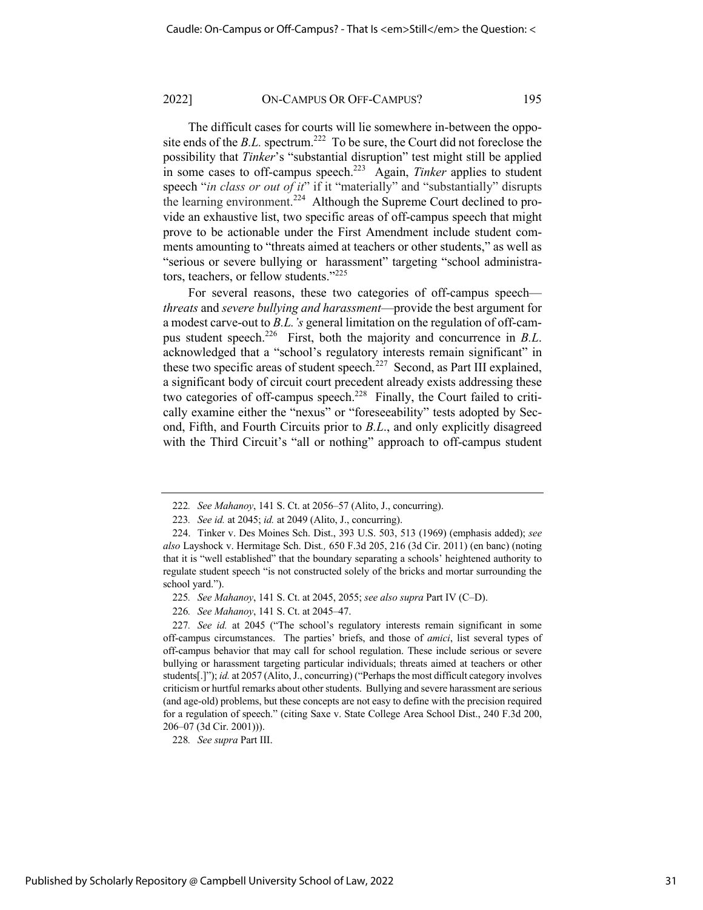The difficult cases for courts will lie somewhere in-between the opposite ends of the *B.L.* spectrum.[222] To be sure, the Court did not foreclose the possibility that *Tinker*'s "substantial disruption" test might still be applied in some cases to off-campus speech.[223] Again, *Tinker* applies to student speech "*in class or out of it*" if it "materially" and "substantially" disrupts the learning environment.[224] Although the Supreme Court declined to provide an exhaustive list, two specific areas of off-campus speech that might prove to be actionable under the First Amendment include student comments amounting to "threats aimed at teachers or other students," as well as "serious or severe bullying or harassment" targeting "school administrators, teachers, or fellow students."[225]

For several reasons, these two categories of off-campus speech—*threats* and *severe bullying and harassment*—provide the best argument for a modest carve-out to *B.L.'s* general limitation on the regulation of off-campus student speech.[226] First, both the majority and concurrence in *B.L.* acknowledged that a "school's regulatory interests remain significant" in these two specific areas of student speech.[227] Second, as Part III explained, a significant body of circuit court precedent already exists addressing these two categories of off-campus speech.[228] Finally, the Court failed to critically examine either the "nexus" or "foreseeability" tests adopted by Second, Fifth, and Fourth Circuits prior to *B.L.*, and only explicitly disagreed with the Third Circuit's "all or nothing" approach to off-campus student

---

222. *See Mahanoy*, 141 S. Ct. at 2056–57 (Alito, J., concurring).

223. *See id.* at 2045; *id.* at 2049 (Alito, J., concurring).

224. Tinker v. Des Moines Sch. Dist., 393 U.S. 503, 513 (1969) (emphasis added); *see also* Layshock v. Hermitage Sch. Dist., 650 F.3d 205, 216 (3d Cir. 2011) (en banc) (noting that it is "well established" that the boundary separating a schools' heightened authority to regulate student speech "is not constructed solely of the bricks and mortar surrounding the school yard.").

225. *See Mahanoy*, 141 S. Ct. at 2045, 2055; *see also supra* Part IV (C–D).

226. *See Mahanoy*, 141 S. Ct. at 2045–47.

227. *See id.* at 2045 ("The school's regulatory interests remain significant in some off-campus circumstances. The parties' briefs, and those of *amici*, list several types of off-campus behavior that may call for school regulation. These include serious or severe bullying or harassment targeting particular individuals; threats aimed at teachers or other students[.]"); *id.* at 2057 (Alito, J., concurring) ("Perhaps the most difficult category involves criticism or hurtful remarks about other students. Bullying and severe harassment are serious (and age-old) problems, but these concepts are not easy to define with the precision required for a regulation of speech." (citing Saxe v. State College Area School Dist., 240 F.3d 200, 206–07 (3d Cir. 2001))).

228. *See supra* Part III.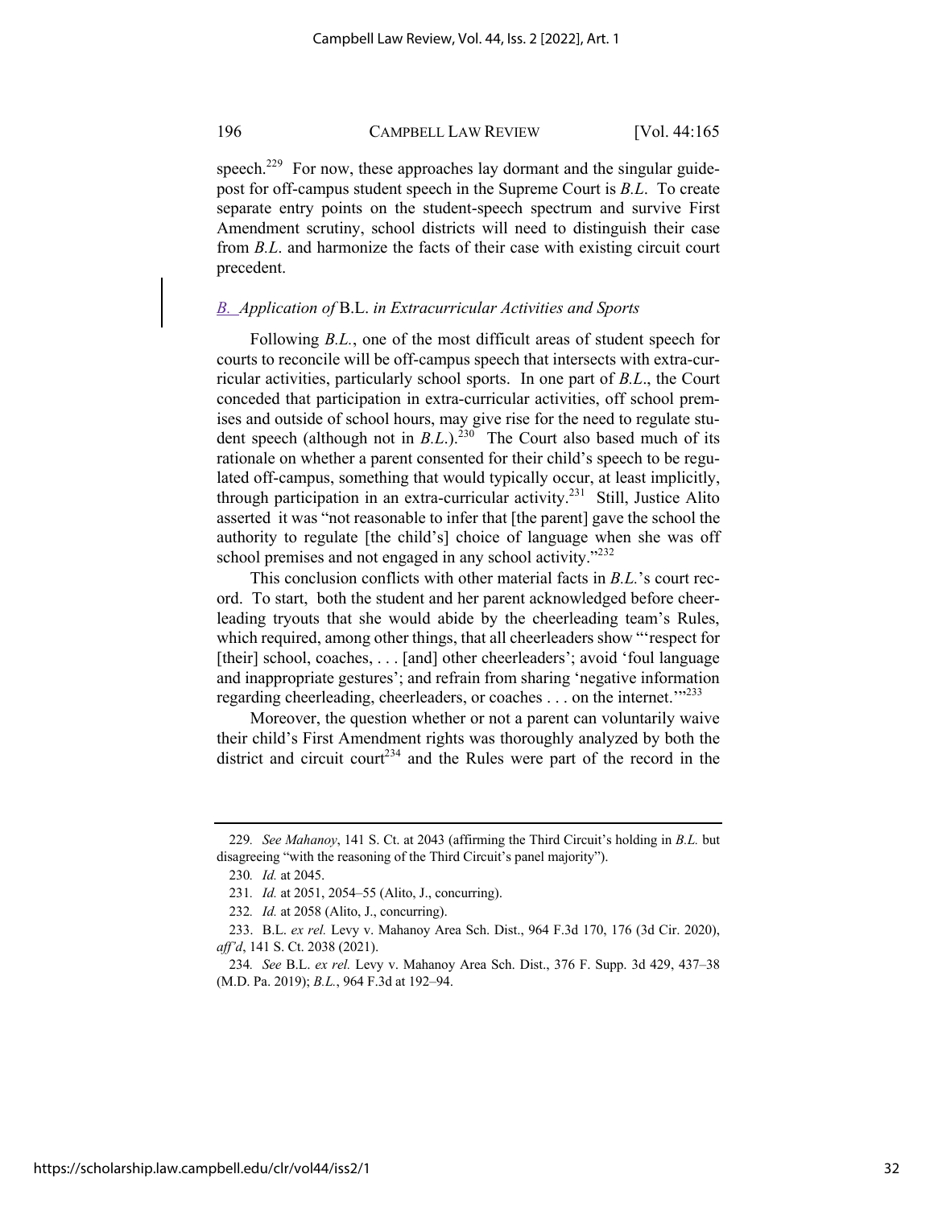speech.[229] For now, these approaches lay dormant and the singular guidepost for off-campus student speech in the Supreme Court is *B.L.* To create separate entry points on the student-speech spectrum and survive First Amendment scrutiny, school districts will need to distinguish their case from *B.L.* and harmonize the facts of their case with existing circuit court precedent.

### B. Application of *B.L.* in Extracurricular Activities and Sports

Following *B.L.*, one of the most difficult areas of student speech for courts to reconcile will be off-campus speech that intersects with extra-curricular activities, particularly school sports. In one part of *B.L*., the Court conceded that participation in extra-curricular activities, off school premises and outside of school hours, may give rise for the need to regulate student speech (although not in *B.L.*).[230] The Court also based much of its rationale on whether a parent consented for their child's speech to be regulated off-campus, something that would typically occur, at least implicitly, through participation in an extra-curricular activity.[231] Still, Justice Alito asserted it was "not reasonable to infer that [the parent] gave the school the authority to regulate [the child's] choice of language when she was off school premises and not engaged in any school activity."[232]

This conclusion conflicts with other material facts in *B.L.*'s court record. To start, both the student and her parent acknowledged before cheerleading tryouts that she would abide by the cheerleading team's Rules, which required, among other things, that all cheerleaders show "'respect for [their] school, coaches, . . . [and] other cheerleaders'; avoid 'foul language and inappropriate gestures'; and refrain from sharing 'negative information regarding cheerleading, cheerleaders, or coaches . . . on the internet.'"[233]

Moreover, the question whether or not a parent can voluntarily waive their child's First Amendment rights was thoroughly analyzed by both the district and circuit court[234] and the Rules were part of the record in the

---

229. *See Mahanoy*, 141 S. Ct. at 2043 (affirming the Third Circuit's holding in *B.L.* but disagreeing "with the reasoning of the Third Circuit's panel majority").

230. *Id.* at 2045.

231. *Id.* at 2051, 2054–55 (Alito, J., concurring).

232. *Id.* at 2058 (Alito, J., concurring).

233. B.L. *ex rel.* Levy v. Mahanoy Area Sch. Dist., 964 F.3d 170, 176 (3d Cir. 2020), *aff'd*, 141 S. Ct. 2038 (2021).

234. *See* B.L. *ex rel.* Levy v. Mahanoy Area Sch. Dist., 376 F. Supp. 3d 429, 437–38 (M.D. Pa. 2019); *B.L.*, 964 F.3d at 192–94.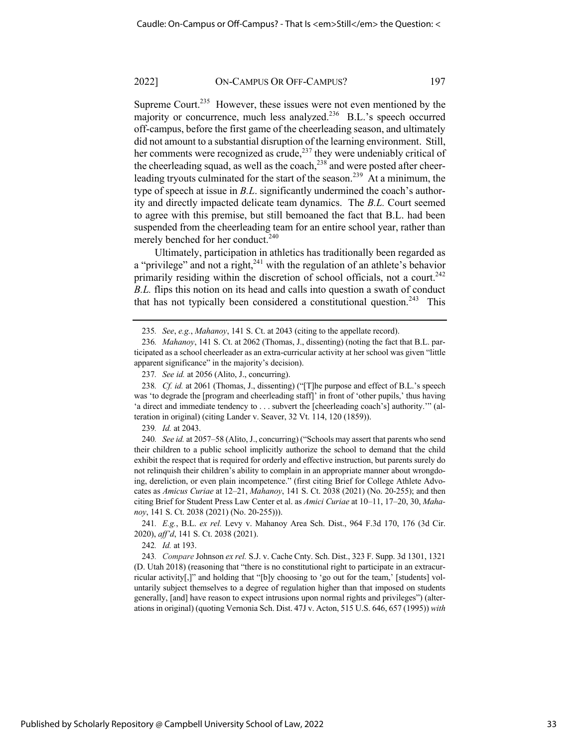Supreme Court.[235] However, these issues were not even mentioned by the majority or concurrence, much less analyzed.[236] B.L.'s speech occurred off-campus, before the first game of the cheerleading season, and ultimately did not amount to a substantial disruption of the learning environment. Still, her comments were recognized as crude,[237] they were undeniably critical of the cheerleading squad, as well as the coach,[238] and were posted after cheerleading tryouts culminated for the start of the season.[239] At a minimum, the type of speech at issue in *B.L.* significantly undermined the coach's authority and directly impacted delicate team dynamics. The *B.L.* Court seemed to agree with this premise, but still bemoaned the fact that B.L. had been suspended from the cheerleading team for an entire school year, rather than merely benched for her conduct.[240]

Ultimately, participation in athletics has traditionally been regarded as a "privilege" and not a right,[241] with the regulation of an athlete's behavior primarily residing within the discretion of school officials, not a court.[242] *B.L.* flips this notion on its head and calls into question a swath of conduct that has not typically been considered a constitutional question.[243] This

---

235. *See*, *e.g.*, *Mahanoy*, 141 S. Ct. at 2043 (citing to the appellate record).

236. *Mahanoy*, 141 S. Ct. at 2062 (Thomas, J., dissenting) (noting the fact that B.L. participated as a school cheerleader as an extra-curricular activity at her school was given "little apparent significance" in the majority's decision).

237. *See id.* at 2056 (Alito, J., concurring).

238. *Cf. id.* at 2061 (Thomas, J., dissenting) ("[T]he purpose and effect of B.L.'s speech was 'to degrade the [program and cheerleading staff]' in front of 'other pupils,' thus having 'a direct and immediate tendency to . . . subvert the [cheerleading coach's] authority.'" (alteration in original) (citing Lander v. Seaver, 32 Vt. 114, 120 (1859)).

239. *Id.* at 2043.

240. *See id.* at 2057–58 (Alito, J., concurring) ("Schools may assert that parents who send their children to a public school implicitly authorize the school to demand that the child exhibit the respect that is required for orderly and effective instruction, but parents surely do not relinquish their children's ability to complain in an appropriate manner about wrongdoing, dereliction, or even plain incompetence." (first citing Brief for College Athlete Advocates as *Amicus Curiae* at 12–21, *Mahanoy*, 141 S. Ct. 2038 (2021) (No. 20-255); and then citing Brief for Student Press Law Center et al. as *Amici Curiae* at 10–11, 17–20, 30, *Mahanoy*, 141 S. Ct. 2038 (2021) (No. 20-255))).

241. *E.g.*, B.L. *ex rel.* Levy v. Mahanoy Area Sch. Dist., 964 F.3d 170, 176 (3d Cir. 2020), *aff'd*, 141 S. Ct. 2038 (2021).

242. *Id.* at 193.

243. *Compare* Johnson *ex rel.* S.J. v. Cache Cnty. Sch. Dist., 323 F. Supp. 3d 1301, 1321 (D. Utah 2018) (reasoning that "there is no constitutional right to participate in an extracurricular activity[,]" and holding that "[b]y choosing to 'go out for the team,' [students] voluntarily subject themselves to a degree of regulation higher than that imposed on students generally, [and] have reason to expect intrusions upon normal rights and privileges") (alterations in original) (quoting Vernonia Sch. Dist. 47J v. Acton, 515 U.S. 646, 657 (1995)) *with*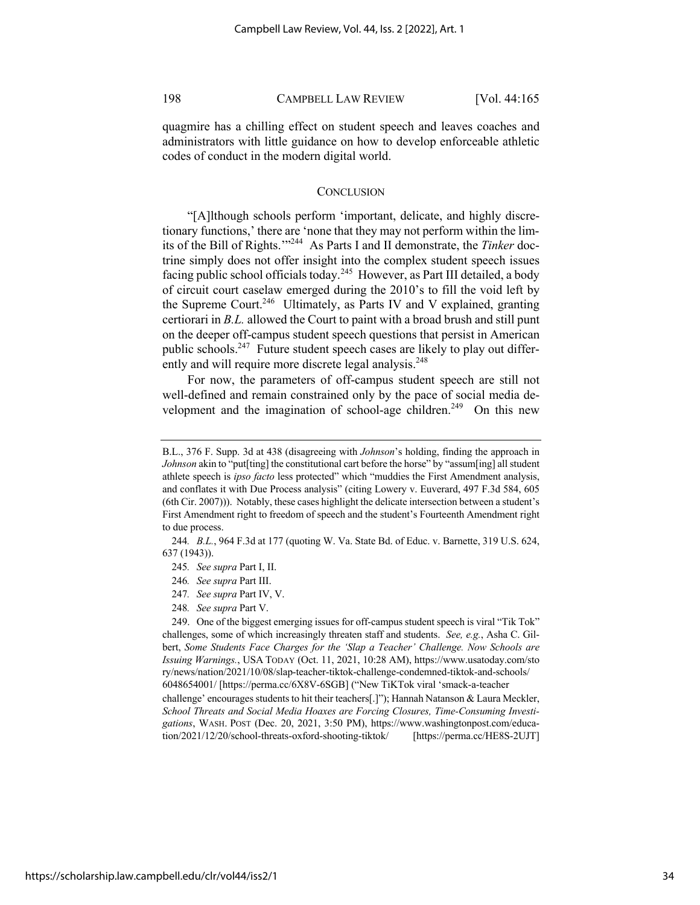quagmire has a chilling effect on student speech and leaves coaches and administrators with little guidance on how to develop enforceable athletic codes of conduct in the modern digital world.

## CONCLUSION

"[A]lthough schools perform 'important, delicate, and highly discretionary functions,' there are 'none that they may not perform within the limits of the Bill of Rights.'"[244] As Parts I and II demonstrate, the *Tinker* doctrine simply does not offer insight into the complex student speech issues facing public school officials today.[245] However, as Part III detailed, a body of circuit court caselaw emerged during the 2010's to fill the void left by the Supreme Court.[246] Ultimately, as Parts IV and V explained, granting certiorari in *B.L.* allowed the Court to paint with a broad brush and still punt on the deeper off-campus student speech questions that persist in American public schools.[247] Future student speech cases are likely to play out differently and will require more discrete legal analysis.[248]

For now, the parameters of off-campus student speech are still not well-defined and remain constrained only by the pace of social media development and the imagination of school-age children.[249] On this new

---

B.L., 376 F. Supp. 3d at 438 (disagreeing with *Johnson*'s holding, finding the approach in *Johnson* akin to "put[ting] the constitutional cart before the horse" by "assum[ing] all student athlete speech is *ipso facto* less protected" which "muddies the First Amendment analysis, and conflates it with Due Process analysis" (citing Lowery v. Euverard, 497 F.3d 584, 605 (6th Cir. 2007))). Notably, these cases highlight the delicate intersection between a student's First Amendment right to freedom of speech and the student's Fourteenth Amendment right to due process.

244. *B.L.*, 964 F.3d at 177 (quoting W. Va. State Bd. of Educ. v. Barnette, 319 U.S. 624, 637 (1943)).

245. *See supra* Part I, II.

246. *See supra* Part III.

247. *See supra* Part IV, V.

248. *See supra* Part V.

249. One of the biggest emerging issues for off-campus student speech is viral "Tik Tok" challenges, some of which increasingly threaten staff and students. *See, e.g.*, Asha C. Gilbert, *Some Students Face Charges for the 'Slap a Teacher' Challenge. Now Schools are Issuing Warnings.*, USA TODAY (Oct. 11, 2021, 10:28 AM), https://www.usatoday.com/story/news/nation/2021/10/08/slap-teacher-tiktok-challenge-condemned-tiktok-and-schools/6048654001/ [https://perma.cc/6X8V-6SGB] ("New TiKTok viral 'smack-a-teacher challenge' encourages students to hit their teachers[.]"); Hannah Natanson & Laura Meckler, *School Threats and Social Media Hoaxes are Forcing Closures, Time-Consuming Investigations*, WASH. POST (Dec. 20, 2021, 3:50 PM), https://www.washingtonpost.com/education/2021/12/20/school-threats-oxford-shooting-tiktok/ [https://perma.cc/HE8S-2UJT]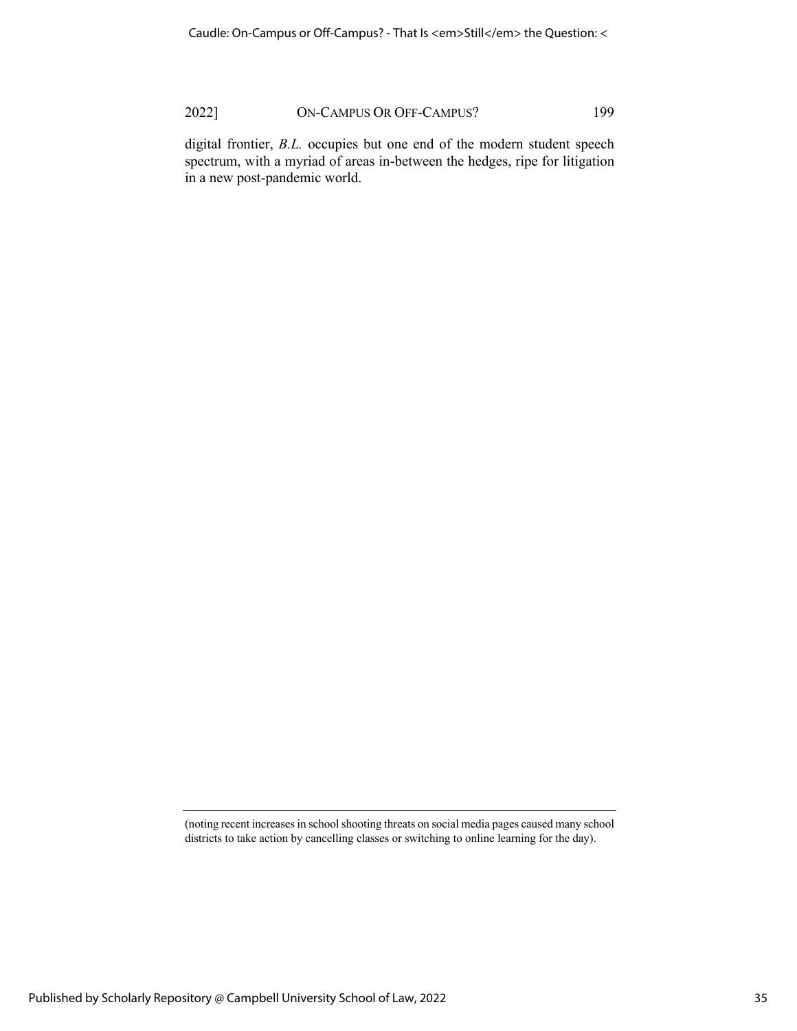digital frontier, *B.L.* occupies but one end of the modern student speech spectrum, with a myriad of areas in-between the hedges, ripe for litigation in a new post-pandemic world.

---

(noting recent increases in school shooting threats on social media pages caused many school districts to take action by cancelling classes or switching to online learning for the day).